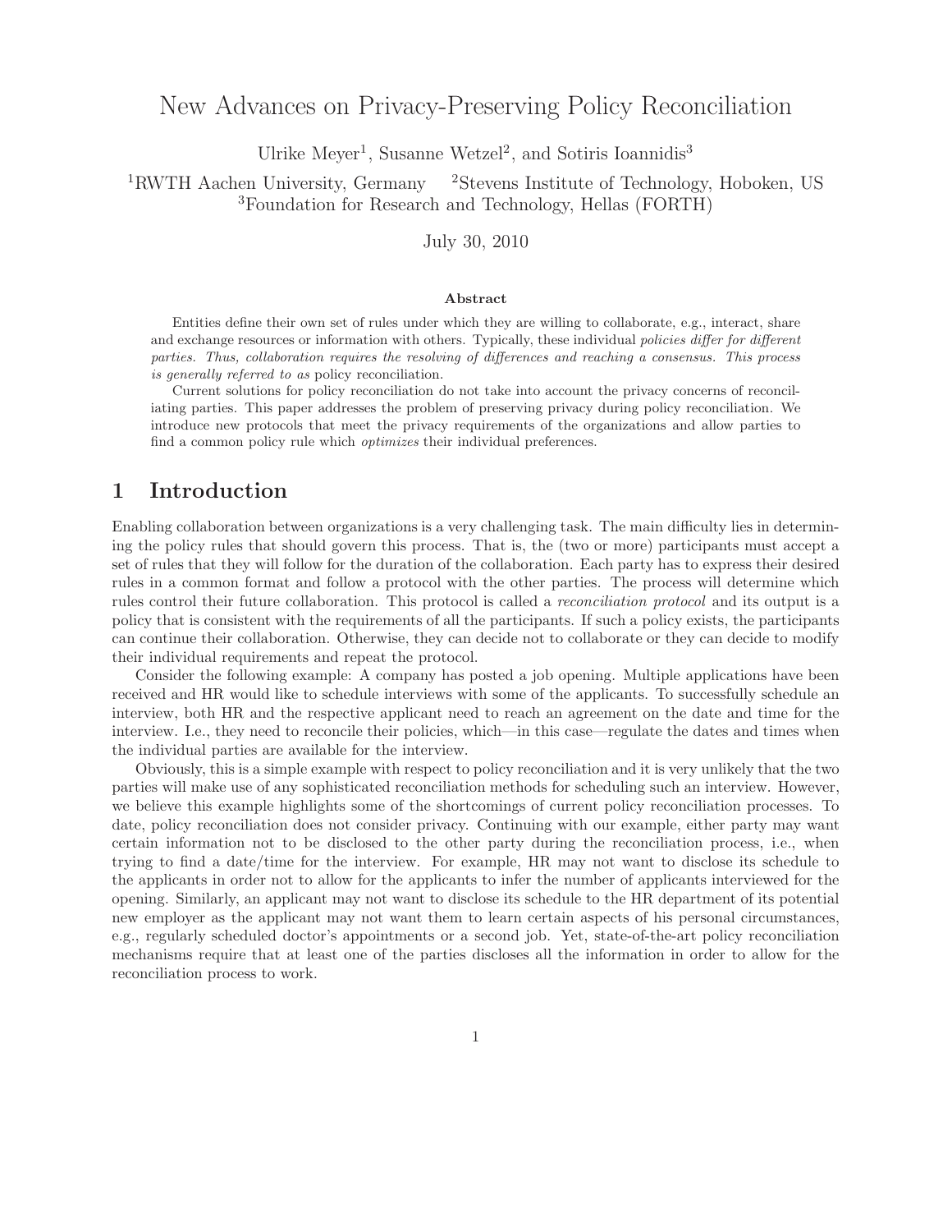# New Advances on Privacy-Preserving Policy Reconciliation

Ulrike Meyer[1], Susanne Wetzel[2], and Sotiris Ioannidis[3]

[1]RWTH Aachen University, Germany [2]Stevens Institute of Technology, Hoboken, US
[3]Foundation for Research and Technology, Hellas (FORTH)

July 30, 2010

**Abstract**

Entities define their own set of rules under which they are willing to collaborate, e.g., interact, share and exchange resources or information with others. Typically, these individual *policies differ for different parties. Thus, collaboration requires the resolving of differences and reaching a consensus. This process is generally referred to as* policy reconciliation.

Current solutions for policy reconciliation do not take into account the privacy concerns of reconciliating parties. This paper addresses the problem of preserving privacy during policy reconciliation. We introduce new protocols that meet the privacy requirements of the organizations and allow parties to find a common policy rule which *optimizes* their individual preferences.

## 1 Introduction

Enabling collaboration between organizations is a very challenging task. The main difficulty lies in determining the policy rules that should govern this process. That is, the (two or more) participants must accept a set of rules that they will follow for the duration of the collaboration. Each party has to express their desired rules in a common format and follow a protocol with the other parties. The process will determine which rules control their future collaboration. This protocol is called a *reconciliation protocol* and its output is a policy that is consistent with the requirements of all the participants. If such a policy exists, the participants can continue their collaboration. Otherwise, they can decide not to collaborate or they can decide to modify their individual requirements and repeat the protocol.

Consider the following example: A company has posted a job opening. Multiple applications have been received and HR would like to schedule interviews with some of the applicants. To successfully schedule an interview, both HR and the respective applicant need to reach an agreement on the date and time for the interview. I.e., they need to reconcile their policies, which—in this case—regulate the dates and times when the individual parties are available for the interview.

Obviously, this is a simple example with respect to policy reconciliation and it is very unlikely that the two parties will make use of any sophisticated reconciliation methods for scheduling such an interview. However, we believe this example highlights some of the shortcomings of current policy reconciliation processes. To date, policy reconciliation does not consider privacy. Continuing with our example, either party may want certain information not to be disclosed to the other party during the reconciliation process, i.e., when trying to find a date/time for the interview. For example, HR may not want to disclose its schedule to the applicants in order not to allow for the applicants to infer the number of applicants interviewed for the opening. Similarly, an applicant may not want to disclose its schedule to the HR department of its potential new employer as the applicant may not want them to learn certain aspects of his personal circumstances, e.g., regularly scheduled doctor's appointments or a second job. Yet, state-of-the-art policy reconciliation mechanisms require that at least one of the parties discloses all the information in order to allow for the reconciliation process to work.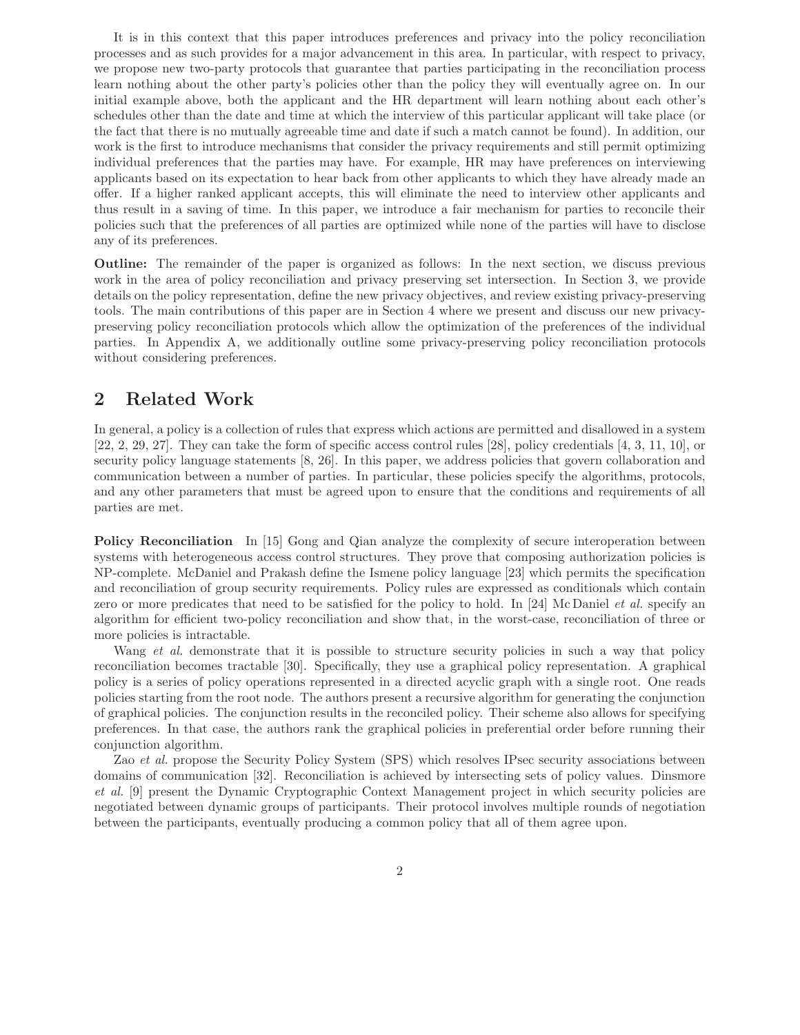It is in this context that this paper introduces preferences and privacy into the policy reconciliation processes and as such provides for a major advancement in this area. In particular, with respect to privacy, we propose new two-party protocols that guarantee that parties participating in the reconciliation process learn nothing about the other party's policies other than the policy they will eventually agree on. In our initial example above, both the applicant and the HR department will learn nothing about each other's schedules other than the date and time at which the interview of this particular applicant will take place (or the fact that there is no mutually agreeable time and date if such a match cannot be found). In addition, our work is the first to introduce mechanisms that consider the privacy requirements and still permit optimizing individual preferences that the parties may have. For example, HR may have preferences on interviewing applicants based on its expectation to hear back from other applicants to which they have already made an offer. If a higher ranked applicant accepts, this will eliminate the need to interview other applicants and thus result in a saving of time. In this paper, we introduce a fair mechanism for parties to reconcile their policies such that the preferences of all parties are optimized while none of the parties will have to disclose any of its preferences.

**Outline:** The remainder of the paper is organized as follows: In the next section, we discuss previous work in the area of policy reconciliation and privacy preserving set intersection. In Section 3, we provide details on the policy representation, define the new privacy objectives, and review existing privacy-preserving tools. The main contributions of this paper are in Section 4 where we present and discuss our new privacy-preserving policy reconciliation protocols which allow the optimization of the preferences of the individual parties. In Appendix A, we additionally outline some privacy-preserving policy reconciliation protocols without considering preferences.

## 2 Related Work

In general, a policy is a collection of rules that express which actions are permitted and disallowed in a system [22, 2, 29, 27]. They can take the form of specific access control rules [28], policy credentials [4, 3, 11, 10], or security policy language statements [8, 26]. In this paper, we address policies that govern collaboration and communication between a number of parties. In particular, these policies specify the algorithms, protocols, and any other parameters that must be agreed upon to ensure that the conditions and requirements of all parties are met.

**Policy Reconciliation** In [15] Gong and Qian analyze the complexity of secure interoperation between systems with heterogeneous access control structures. They prove that composing authorization policies is NP-complete. McDaniel and Prakash define the Ismene policy language [23] which permits the specification and reconciliation of group security requirements. Policy rules are expressed as conditionals which contain zero or more predicates that need to be satisfied for the policy to hold. In [24] Mc Daniel *et al.* specify an algorithm for efficient two-policy reconciliation and show that, in the worst-case, reconciliation of three or more policies is intractable.

Wang *et al.* demonstrate that it is possible to structure security policies in such a way that policy reconciliation becomes tractable [30]. Specifically, they use a graphical policy representation. A graphical policy is a series of policy operations represented in a directed acyclic graph with a single root. One reads policies starting from the root node. The authors present a recursive algorithm for generating the conjunction of graphical policies. The conjunction results in the reconciled policy. Their scheme also allows for specifying preferences. In that case, the authors rank the graphical policies in preferential order before running their conjunction algorithm.

Zao *et al.* propose the Security Policy System (SPS) which resolves IPsec security associations between domains of communication [32]. Reconciliation is achieved by intersecting sets of policy values. Dinsmore *et al.* [9] present the Dynamic Cryptographic Context Management project in which security policies are negotiated between dynamic groups of participants. Their protocol involves multiple rounds of negotiation between the participants, eventually producing a common policy that all of them agree upon.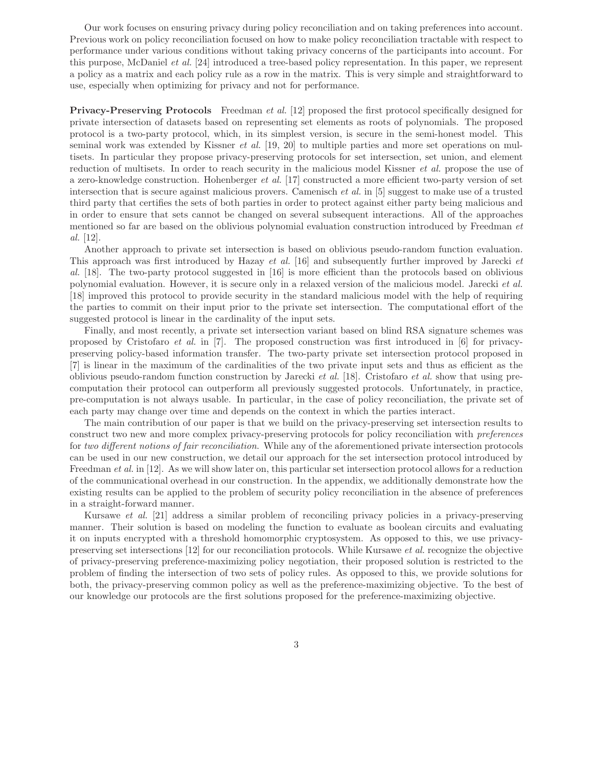Our work focuses on ensuring privacy during policy reconciliation and on taking preferences into account. Previous work on policy reconciliation focused on how to make policy reconciliation tractable with respect to performance under various conditions without taking privacy concerns of the participants into account. For this purpose, McDaniel *et al.* [24] introduced a tree-based policy representation. In this paper, we represent a policy as a matrix and each policy rule as a row in the matrix. This is very simple and straightforward to use, especially when optimizing for privacy and not for performance.

**Privacy-Preserving Protocols** Freedman *et al.* [12] proposed the first protocol specifically designed for private intersection of datasets based on representing set elements as roots of polynomials. The proposed protocol is a two-party protocol, which, in its simplest version, is secure in the semi-honest model. This seminal work was extended by Kissner *et al.* [19, 20] to multiple parties and more set operations on multisets. In particular they propose privacy-preserving protocols for set intersection, set union, and element reduction of multisets. In order to reach security in the malicious model Kissner *et al.* propose the use of a zero-knowledge construction. Hohenberger *et al.* [17] constructed a more efficient two-party version of set intersection that is secure against malicious provers. Camenisch *et al.* in [5] suggest to make use of a trusted third party that certifies the sets of both parties in order to protect against either party being malicious and in order to ensure that sets cannot be changed on several subsequent interactions. All of the approaches mentioned so far are based on the oblivious polynomial evaluation construction introduced by Freedman *et al.* [12].

Another approach to private set intersection is based on oblivious pseudo-random function evaluation. This approach was first introduced by Hazay *et al.* [16] and subsequently further improved by Jarecki *et al.* [18]. The two-party protocol suggested in [16] is more efficient than the protocols based on oblivious polynomial evaluation. However, it is secure only in a relaxed version of the malicious model. Jarecki *et al.* [18] improved this protocol to provide security in the standard malicious model with the help of requiring the parties to commit on their input prior to the private set intersection. The computational effort of the suggested protocol is linear in the cardinality of the input sets.

Finally, and most recently, a private set intersection variant based on blind RSA signature schemes was proposed by Cristofaro *et al.* in [7]. The proposed construction was first introduced in [6] for privacy-preserving policy-based information transfer. The two-party private set intersection protocol proposed in [7] is linear in the maximum of the cardinalities of the two private input sets and thus as efficient as the oblivious pseudo-random function construction by Jarecki *et al.* [18]. Cristofaro *et al.* show that using pre-computation their protocol can outperform all previously suggested protocols. Unfortunately, in practice, pre-computation is not always usable. In particular, in the case of policy reconciliation, the private set of each party may change over time and depends on the context in which the parties interact.

The main contribution of our paper is that we build on the privacy-preserving set intersection results to construct two new and more complex privacy-preserving protocols for policy reconciliation with *preferences* for *two different notions of fair reconciliation*. While any of the aforementioned private intersection protocols can be used in our new construction, we detail our approach for the set intersection protocol introduced by Freedman *et al.* in [12]. As we will show later on, this particular set intersection protocol allows for a reduction of the communicational overhead in our construction. In the appendix, we additionally demonstrate how the existing results can be applied to the problem of security policy reconciliation in the absence of preferences in a straight-forward manner.

Kursawe *et al.* [21] address a similar problem of reconciling privacy policies in a privacy-preserving manner. Their solution is based on modeling the function to evaluate as boolean circuits and evaluating it on inputs encrypted with a threshold homomorphic cryptosystem. As opposed to this, we use privacy-preserving set intersections [12] for our reconciliation protocols. While Kursawe *et al.* recognize the objective of privacy-preserving preference-maximizing policy negotiation, their proposed solution is restricted to the problem of finding the intersection of two sets of policy rules. As opposed to this, we provide solutions for both, the privacy-preserving common policy as well as the preference-maximizing objective. To the best of our knowledge our protocols are the first solutions proposed for the preference-maximizing objective.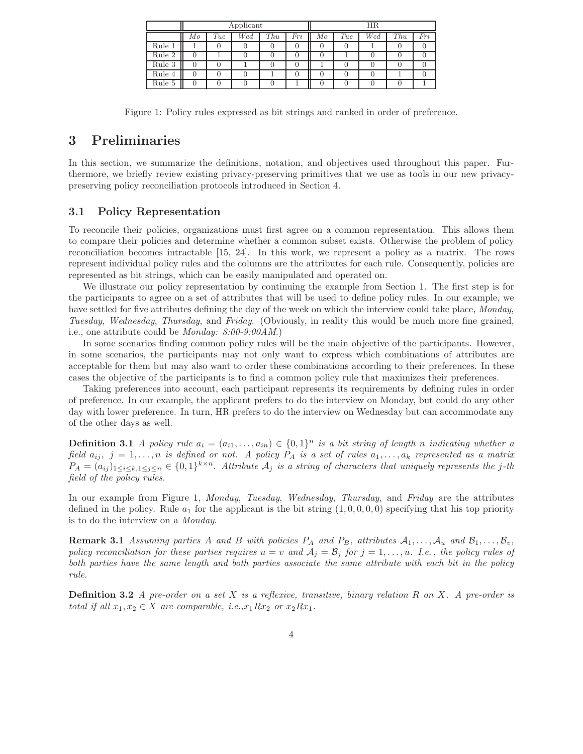| | Applicant | | | | | HR | | | | |
|---|---|---|---|---|---|---|---|---|---|---|
| | *Mo* | *Tue* | *Wed* | *Thu* | *Fri* | *Mo* | *Tue* | *Wed* | *Thu* | *Fri* |
| Rule 1 | 1 | 0 | 0 | 0 | 0 | 0 | 0 | 1 | 0 | 0 |
| Rule 2 | 0 | 1 | 0 | 0 | 0 | 0 | 1 | 0 | 0 | 0 |
| Rule 3 | 0 | 0 | 1 | 0 | 0 | 1 | 0 | 0 | 0 | 0 |
| Rule 4 | 0 | 0 | 0 | 1 | 0 | 0 | 0 | 0 | 1 | 0 |
| Rule 5 | 0 | 0 | 0 | 0 | 1 | 0 | 0 | 0 | 0 | 1 |

Figure 1: Policy rules expressed as bit strings and ranked in order of preference.

# 3 Preliminaries

In this section, we summarize the definitions, notation, and objectives used throughout this paper. Furthermore, we briefly review existing privacy-preserving primitives that we use as tools in our new privacy-preserving policy reconciliation protocols introduced in Section 4.

## 3.1 Policy Representation

To reconcile their policies, organizations must first agree on a common representation. This allows them to compare their policies and determine whether a common subset exists. Otherwise the problem of policy reconciliation becomes intractable [15, 24]. In this work, we represent a policy as a matrix. The rows represent individual policy rules and the columns are the attributes for each rule. Consequently, policies are represented as bit strings, which can be easily manipulated and operated on.

We illustrate our policy representation by continuing the example from Section 1. The first step is for the participants to agree on a set of attributes that will be used to define policy rules. In our example, we have settled for five attributes defining the day of the week on which the interview could take place, *Monday*, *Tuesday*, *Wednesday*, *Thursday*, and *Friday*. (Obviously, in reality this would be much more fine grained, i.e., one attribute could be *Monday: 8:00-9:00AM*.)

In some scenarios finding common policy rules will be the main objective of the participants. However, in some scenarios, the participants may not only want to express which combinations of attributes are acceptable for them but may also want to order these combinations according to their preferences. In these cases the objective of the participants is to find a common policy rule that maximizes their preferences.

Taking preferences into account, each participant represents its requirements by defining rules in order of preference. In our example, the applicant prefers to do the interview on Monday, but could do any other day with lower preference. In turn, HR prefers to do the interview on Wednesday but can accommodate any of the other days as well.

**Definition 3.1** *A policy rule $a_i = (a_{i1}, \ldots, a_{in}) \in \{0,1\}^n$ is a bit string of length $n$ indicating whether a field $a_{ij}$, $j = 1, \ldots, n$ is defined or not. A policy $P_A$ is a set of rules $a_1, \ldots, a_k$ represented as a matrix $P_A = (a_{ij})_{1 \le i \le k, 1 \le j \le n} \in \{0,1\}^{k \times n}$. Attribute $\mathcal{A}_j$ is a string of characters that uniquely represents the $j$-th field of the policy rules.*

In our example from Figure 1, *Monday*, *Tuesday*, *Wednesday*, *Thursday*, and *Friday* are the attributes defined in the policy. Rule $a_1$ for the applicant is the bit string $(1, 0, 0, 0, 0)$ specifying that his top priority is to do the interview on a *Monday*.

**Remark 3.1** *Assuming parties A and B with policies $P_A$ and $P_B$, attributes $\mathcal{A}_1, \ldots, \mathcal{A}_u$ and $\mathcal{B}_1, \ldots, \mathcal{B}_v$, policy reconciliation for these parties requires $u = v$ and $\mathcal{A}_j = \mathcal{B}_j$ for $j = 1, \ldots, u$. I.e., the policy rules of both parties have the same length and both parties associate the same attribute with each bit in the policy rule.*

**Definition 3.2** *A pre-order on a set $X$ is a reflexive, transitive, binary relation $R$ on $X$. A pre-order is total if all $x_1, x_2 \in X$ are comparable, i.e.,$x_1 R x_2$ or $x_2 R x_1$.*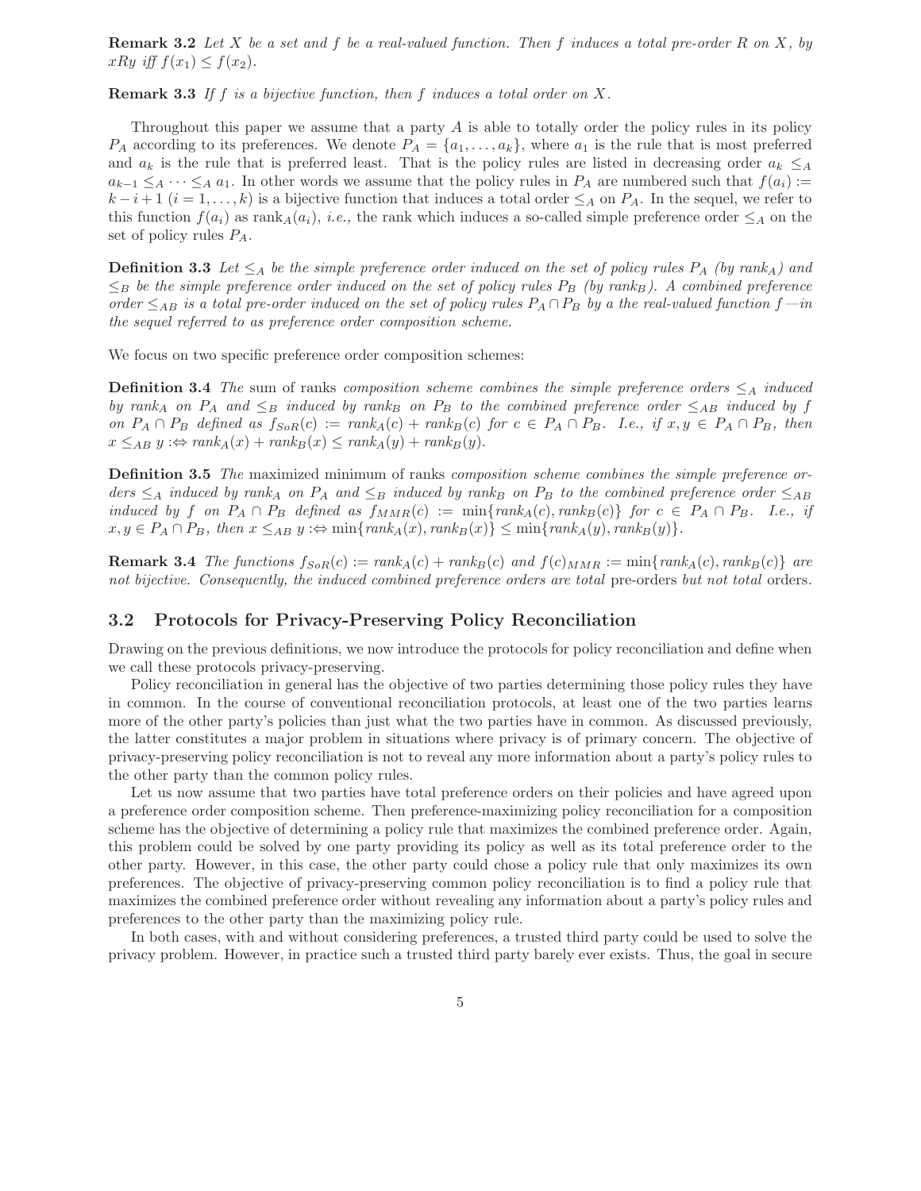**Remark 3.2** *Let $X$ be a set and $f$ be a real-valued function. Then $f$ induces a total pre-order $R$ on $X$, by $xRy$ iff $f(x_1) \leq f(x_2)$.*

**Remark 3.3** *If $f$ is a bijective function, then $f$ induces a total order on $X$.*

Throughout this paper we assume that a party $A$ is able to totally order the policy rules in its policy $P_A$ according to its preferences. We denote $P_A = \{a_1, \ldots, a_k\}$, where $a_1$ is the rule that is most preferred and $a_k$ is the rule that is preferred least. That is the policy rules are listed in decreasing order $a_k \leq_A a_{k-1} \leq_A \cdots \leq_A a_1$. In other words we assume that the policy rules in $P_A$ are numbered such that $f(a_i) := k - i + 1$ $(i = 1, \ldots, k)$ is a bijective function that induces a total order $\leq_A$ on $P_A$. In the sequel, we refer to this function $f(a_i)$ as $\text{rank}_A(a_i)$, *i.e.,* the rank which induces a so-called simple preference order $\leq_A$ on the set of policy rules $P_A$.

**Definition 3.3** *Let $\leq_A$ be the simple preference order induced on the set of policy rules $P_A$ (by rank$_A$) and $\leq_B$ be the simple preference order induced on the set of policy rules $P_B$ (by rank$_B$). A combined preference order $\leq_{AB}$ is a total pre-order induced on the set of policy rules $P_A \cap P_B$ by a the real-valued function $f$ —in the sequel referred to as preference order composition scheme.*

We focus on two specific preference order composition schemes:

**Definition 3.4** *The* sum of ranks *composition scheme combines the simple preference orders $\leq_A$ induced by rank$_A$ on $P_A$ and $\leq_B$ induced by rank$_B$ on $P_B$ to the combined preference order $\leq_{AB}$ induced by $f$ on $P_A \cap P_B$ defined as $f_{SoR}(c) := rank_A(c) + rank_B(c)$ for $c \in P_A \cap P_B$. I.e., if $x, y \in P_A \cap P_B$, then $x \leq_{AB} y :\Leftrightarrow rank_A(x) + rank_B(x) \leq rank_A(y) + rank_B(y)$.*

**Definition 3.5** *The* maximized minimum of ranks *composition scheme combines the simple preference orders $\leq_A$ induced by rank$_A$ on $P_A$ and $\leq_B$ induced by rank$_B$ on $P_B$ to the combined preference order $\leq_{AB}$ induced by $f$ on $P_A \cap P_B$ defined as $f_{MMR}(c) := \min\{rank_A(c), rank_B(c)\}$ for $c \in P_A \cap P_B$. I.e., if $x, y \in P_A \cap P_B$, then $x \leq_{AB} y :\Leftrightarrow \min\{rank_A(x), rank_B(x)\} \leq \min\{rank_A(y), rank_B(y)\}$.*

**Remark 3.4** *The functions $f_{SoR}(c) := rank_A(c) + rank_B(c)$ and $f(c)_{MMR} := \min\{rank_A(c), rank_B(c)\}$ are not bijective. Consequently, the induced combined preference orders are total* pre-orders *but not total* orders.

## 3.2 Protocols for Privacy-Preserving Policy Reconciliation

Drawing on the previous definitions, we now introduce the protocols for policy reconciliation and define when we call these protocols privacy-preserving.

Policy reconciliation in general has the objective of two parties determining those policy rules they have in common. In the course of conventional reconciliation protocols, at least one of the two parties learns more of the other party's policies than just what the two parties have in common. As discussed previously, the latter constitutes a major problem in situations where privacy is of primary concern. The objective of privacy-preserving policy reconciliation is not to reveal any more information about a party's policy rules to the other party than the common policy rules.

Let us now assume that two parties have total preference orders on their policies and have agreed upon a preference order composition scheme. Then preference-maximizing policy reconciliation for a composition scheme has the objective of determining a policy rule that maximizes the combined preference order. Again, this problem could be solved by one party providing its policy as well as its total preference order to the other party. However, in this case, the other party could chose a policy rule that only maximizes its own preferences. The objective of privacy-preserving common policy reconciliation is to find a policy rule that maximizes the combined preference order without revealing any information about a party's policy rules and preferences to the other party than the maximizing policy rule.

In both cases, with and without considering preferences, a trusted third party could be used to solve the privacy problem. However, in practice such a trusted third party barely ever exists. Thus, the goal in secure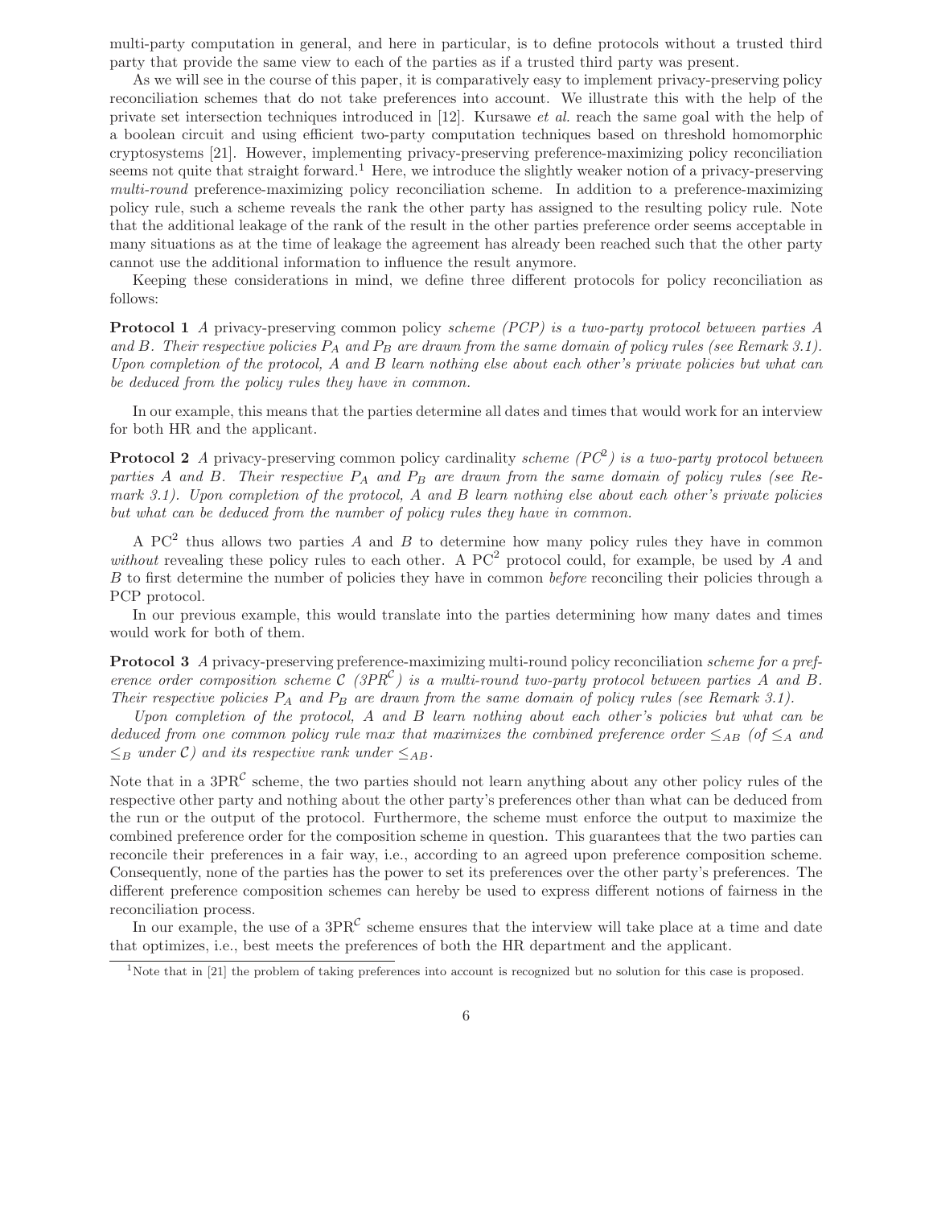multi-party computation in general, and here in particular, is to define protocols without a trusted third party that provide the same view to each of the parties as if a trusted third party was present.

As we will see in the course of this paper, it is comparatively easy to implement privacy-preserving policy reconciliation schemes that do not take preferences into account. We illustrate this with the help of the private set intersection techniques introduced in [12]. Kursawe *et al.* reach the same goal with the help of a boolean circuit and using efficient two-party computation techniques based on threshold homomorphic cryptosystems [21]. However, implementing privacy-preserving preference-maximizing policy reconciliation seems not quite that straight forward.[1] Here, we introduce the slightly weaker notion of a privacy-preserving *multi-round* preference-maximizing policy reconciliation scheme. In addition to a preference-maximizing policy rule, such a scheme reveals the rank the other party has assigned to the resulting policy rule. Note that the additional leakage of the rank of the result in the other parties preference order seems acceptable in many situations as at the time of leakage the agreement has already been reached such that the other party cannot use the additional information to influence the result anymore.

Keeping these considerations in mind, we define three different protocols for policy reconciliation as follows:

**Protocol 1** *A* privacy-preserving common policy *scheme (PCP) is a two-party protocol between parties A and B. Their respective policies $P_A$ and $P_B$ are drawn from the same domain of policy rules (see Remark 3.1). Upon completion of the protocol, A and B learn nothing else about each other's private policies but what can be deduced from the policy rules they have in common.*

In our example, this means that the parties determine all dates and times that would work for an interview for both HR and the applicant.

**Protocol 2** *A* privacy-preserving common policy cardinality *scheme ($PC^2$) is a two-party protocol between parties A and B. Their respective $P_A$ and $P_B$ are drawn from the same domain of policy rules (see Remark 3.1). Upon completion of the protocol, A and B learn nothing else about each other's private policies but what can be deduced from the number of policy rules they have in common.*

A $PC^2$ thus allows two parties $A$ and $B$ to determine how many policy rules they have in common *without* revealing these policy rules to each other. A $PC^2$ protocol could, for example, be used by $A$ and $B$ to first determine the number of policies they have in common *before* reconciling their policies through a PCP protocol.

In our previous example, this would translate into the parties determining how many dates and times would work for both of them.

**Protocol 3** *A* privacy-preserving preference-maximizing multi-round policy reconciliation *scheme for a preference order composition scheme $\mathcal{C}$ ($3PR^{\mathcal{C}}$) is a multi-round two-party protocol between parties A and B. Their respective policies $P_A$ and $P_B$ are drawn from the same domain of policy rules (see Remark 3.1).*

*Upon completion of the protocol, A and B learn nothing about each other's policies but what can be deduced from one common policy rule max that maximizes the combined preference order $\leq_{AB}$ (of $\leq_A$ and $\leq_B$ under $\mathcal{C}$) and its respective rank under $\leq_{AB}$.*

Note that in a $3PR^{\mathcal{C}}$ scheme, the two parties should not learn anything about any other policy rules of the respective other party and nothing about the other party's preferences other than what can be deduced from the run or the output of the protocol. Furthermore, the scheme must enforce the output to maximize the combined preference order for the composition scheme in question. This guarantees that the two parties can reconcile their preferences in a fair way, i.e., according to an agreed upon preference composition scheme. Consequently, none of the parties has the power to set its preferences over the other party's preferences. The different preference composition schemes can hereby be used to express different notions of fairness in the reconciliation process.

In our example, the use of a $3PR^{\mathcal{C}}$ scheme ensures that the interview will take place at a time and date that optimizes, i.e., best meets the preferences of both the HR department and the applicant.

[1] Note that in [21] the problem of taking preferences into account is recognized but no solution for this case is proposed.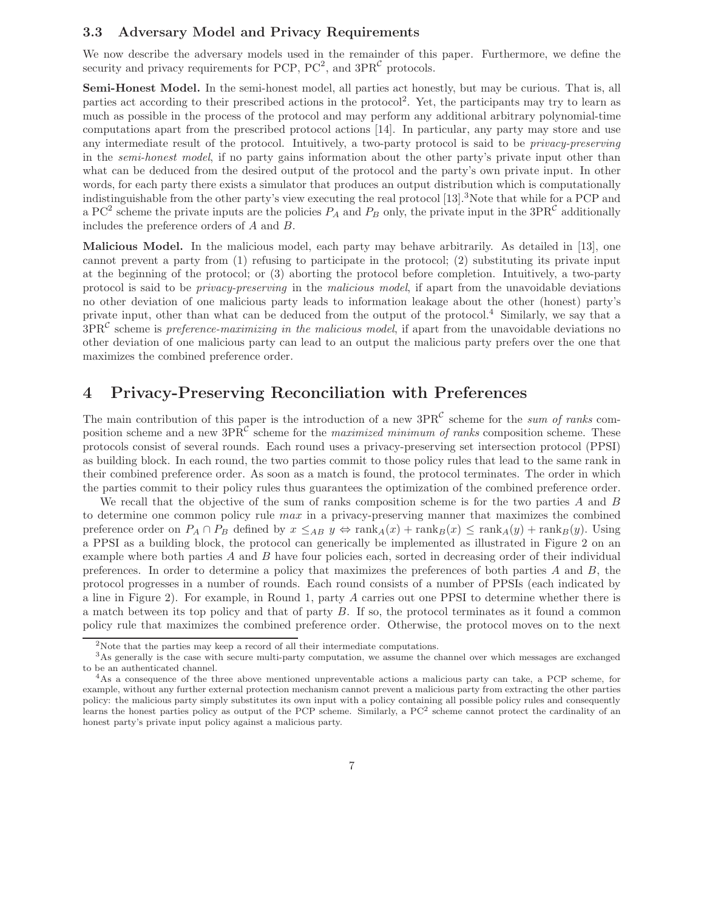### 3.3 Adversary Model and Privacy Requirements

We now describe the adversary models used in the remainder of this paper. Furthermore, we define the security and privacy requirements for PCP, $PC^2$, and $3PR^{\mathcal{C}}$ protocols.

**Semi-Honest Model.** In the semi-honest model, all parties act honestly, but may be curious. That is, all parties act according to their prescribed actions in the protocol[2]. Yet, the participants may try to learn as much as possible in the process of the protocol and may perform any additional arbitrary polynomial-time computations apart from the prescribed protocol actions [14]. In particular, any party may store and use any intermediate result of the protocol. Intuitively, a two-party protocol is said to be *privacy-preserving* in the *semi-honest model*, if no party gains information about the other party's private input other than what can be deduced from the desired output of the protocol and the party's own private input. In other words, for each party there exists a simulator that produces an output distribution which is computationally indistinguishable from the other party's view executing the real protocol [13].[3] Note that while for a PCP and a $PC^2$ scheme the private inputs are the policies $P_A$ and $P_B$ only, the private input in the $3PR^{\mathcal{C}}$ additionally includes the preference orders of $A$ and $B$.

**Malicious Model.** In the malicious model, each party may behave arbitrarily. As detailed in [13], one cannot prevent a party from (1) refusing to participate in the protocol; (2) substituting its private input at the beginning of the protocol; or (3) aborting the protocol before completion. Intuitively, a two-party protocol is said to be *privacy-preserving* in the *malicious model*, if apart from the unavoidable deviations no other deviation of one malicious party leads to information leakage about the other (honest) party's private input, other than what can be deduced from the output of the protocol.[4] Similarly, we say that a $3PR^{\mathcal{C}}$ scheme is *preference-maximizing in the malicious model*, if apart from the unavoidable deviations no other deviation of one malicious party can lead to an output the malicious party prefers over the one that maximizes the combined preference order.

# 4 Privacy-Preserving Reconciliation with Preferences

The main contribution of this paper is the introduction of a new $3PR^{\mathcal{C}}$ scheme for the *sum of ranks* composition scheme and a new $3PR^{\mathcal{C}}$ scheme for the *maximized minimum of ranks* composition scheme. These protocols consist of several rounds. Each round uses a privacy-preserving set intersection protocol (PPSI) as building block. In each round, the two parties commit to those policy rules that lead to the same rank in their combined preference order. As soon as a match is found, the protocol terminates. The order in which the parties commit to their policy rules thus guarantees the optimization of the combined preference order.

We recall that the objective of the sum of ranks composition scheme is for the two parties $A$ and $B$ to determine one common policy rule *max* in a privacy-preserving manner that maximizes the combined preference order on $P_A \cap P_B$ defined by $x \leq_{AB} y \Leftrightarrow \text{rank}_A(x) + \text{rank}_B(x) \leq \text{rank}_A(y) + \text{rank}_B(y)$. Using a PPSI as a building block, the protocol can generically be implemented as illustrated in Figure 2 on an example where both parties $A$ and $B$ have four policies each, sorted in decreasing order of their individual preferences. In order to determine a policy that maximizes the preferences of both parties $A$ and $B$, the protocol progresses in a number of rounds. Each round consists of a number of PPSIs (each indicated by a line in Figure 2). For example, in Round 1, party $A$ carries out one PPSI to determine whether there is a match between its top policy and that of party $B$. If so, the protocol terminates as it found a common policy rule that maximizes the combined preference order. Otherwise, the protocol moves on to the next

[2] Note that the parties may keep a record of all their intermediate computations.

[3] As generally is the case with secure multi-party computation, we assume the channel over which messages are exchanged to be an authenticated channel.

[4] As a consequence of the three above mentioned unpreventable actions a malicious party can take, a PCP scheme, for example, without any further external protection mechanism cannot prevent a malicious party from extracting the other parties policy: the malicious party simply substitutes its own input with a policy containing all possible policy rules and consequently learns the honest parties policy as output of the PCP scheme. Similarly, a $PC^2$ scheme cannot protect the cardinality of an honest party's private input policy against a malicious party.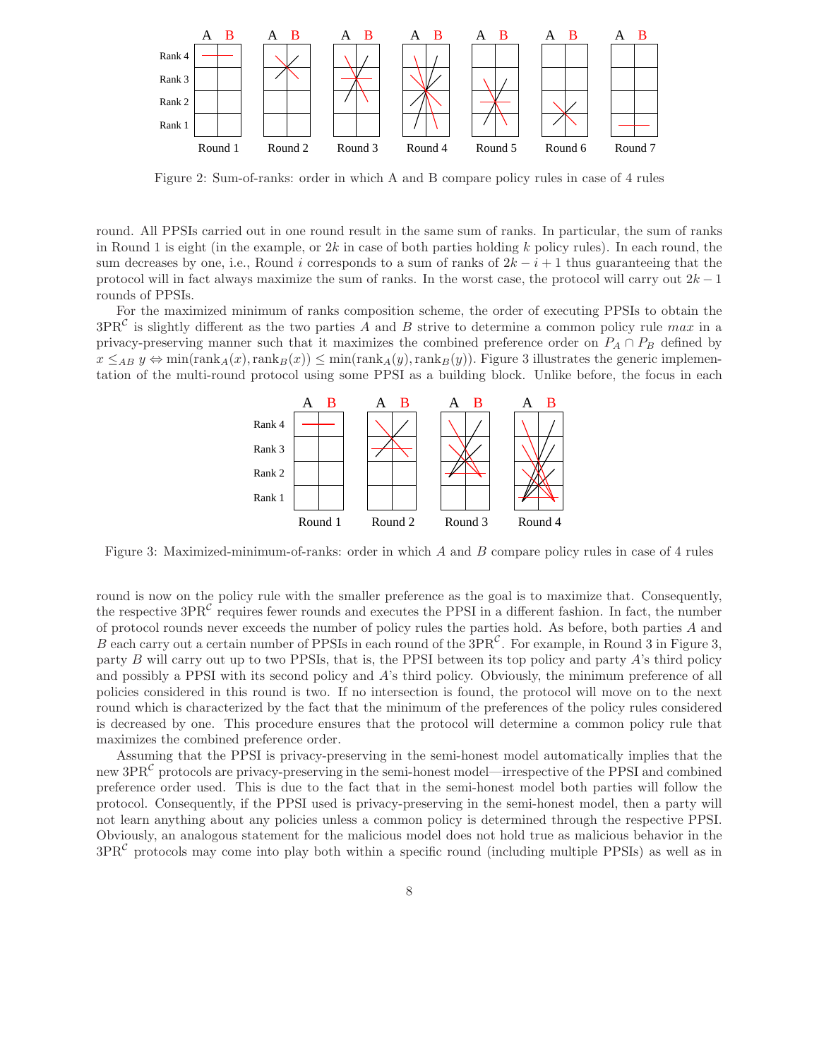Figure 2: Sum-of-ranks: order in which A and B compare policy rules in case of 4 rules

round. All PPSIs carried out in one round result in the same sum of ranks. In particular, the sum of ranks in Round 1 is eight (in the example, or $2k$ in case of both parties holding $k$ policy rules). In each round, the sum decreases by one, i.e., Round $i$ corresponds to a sum of ranks of $2k - i + 1$ thus guaranteeing that the protocol will in fact always maximize the sum of ranks. In the worst case, the protocol will carry out $2k - 1$ rounds of PPSIs.

For the maximized minimum of ranks composition scheme, the order of executing PPSIs to obtain the $3PR^{\mathcal{C}}$ is slightly different as the two parties $A$ and $B$ strive to determine a common policy rule $max$ in a privacy-preserving manner such that it maximizes the combined preference order on $P_A \cap P_B$ defined by $x \leq_{AB} y \Leftrightarrow \min(\text{rank}_A(x), \text{rank}_B(x)) \leq \min(\text{rank}_A(y), \text{rank}_B(y))$. Figure 3 illustrates the generic implementation of the multi-round protocol using some PPSI as a building block. Unlike before, the focus in each

Figure 3: Maximized-minimum-of-ranks: order in which $A$ and $B$ compare policy rules in case of 4 rules

round is now on the policy rule with the smaller preference as the goal is to maximize that. Consequently, the respective $3PR^{\mathcal{C}}$ requires fewer rounds and executes the PPSI in a different fashion. In fact, the number of protocol rounds never exceeds the number of policy rules the parties hold. As before, both parties $A$ and $B$ each carry out a certain number of PPSIs in each round of the $3PR^{\mathcal{C}}$. For example, in Round 3 in Figure 3, party $B$ will carry out up to two PPSIs, that is, the PPSI between its top policy and party $A$'s third policy and possibly a PPSI with its second policy and $A$'s third policy. Obviously, the minimum preference of all policies considered in this round is two. If no intersection is found, the protocol will move on to the next round which is characterized by the fact that the minimum of the preferences of the policy rules considered is decreased by one. This procedure ensures that the protocol will determine a common policy rule that maximizes the combined preference order.

Assuming that the PPSI is privacy-preserving in the semi-honest model automatically implies that the new $3PR^{\mathcal{C}}$ protocols are privacy-preserving in the semi-honest model—irrespective of the PPSI and combined preference order used. This is due to the fact that in the semi-honest model both parties will follow the protocol. Consequently, if the PPSI used is privacy-preserving in the semi-honest model, then a party will not learn anything about any policies unless a common policy is determined through the respective PPSI. Obviously, an analogous statement for the malicious model does not hold true as malicious behavior in the $3PR^{\mathcal{C}}$ protocols may come into play both within a specific round (including multiple PPSIs) as well as in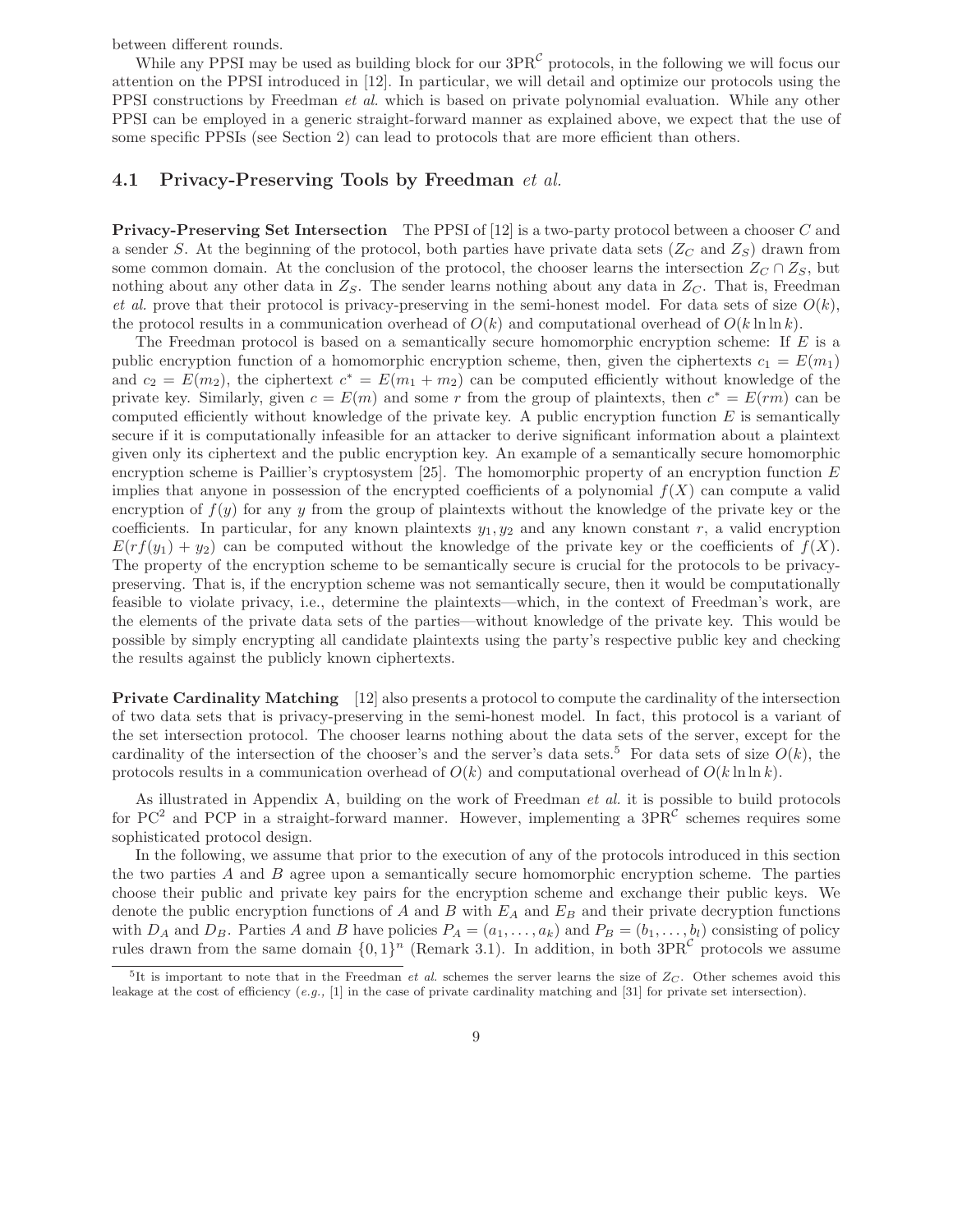between different rounds.

While any PPSI may be used as building block for our $3PR^{\mathcal{C}}$ protocols, in the following we will focus our attention on the PPSI introduced in [12]. In particular, we will detail and optimize our protocols using the PPSI constructions by Freedman *et al.* which is based on private polynomial evaluation. While any other PPSI can be employed in a generic straight-forward manner as explained above, we expect that the use of some specific PPSIs (see Section 2) can lead to protocols that are more efficient than others.

### 4.1 Privacy-Preserving Tools by Freedman *et al.*

**Privacy-Preserving Set Intersection** The PPSI of [12] is a two-party protocol between a chooser $C$ and a sender $S$. At the beginning of the protocol, both parties have private data sets ($Z_C$ and $Z_S$) drawn from some common domain. At the conclusion of the protocol, the chooser learns the intersection $Z_C \cap Z_S$, but nothing about any other data in $Z_S$. The sender learns nothing about any data in $Z_C$. That is, Freedman *et al.* prove that their protocol is privacy-preserving in the semi-honest model. For data sets of size $O(k)$, the protocol results in a communication overhead of $O(k)$ and computational overhead of $O(k \ln \ln k)$.

The Freedman protocol is based on a semantically secure homomorphic encryption scheme: If $E$ is a public encryption function of a homomorphic encryption scheme, then, given the ciphertexts $c_1 = E(m_1)$ and $c_2 = E(m_2)$, the ciphertext $c^* = E(m_1 + m_2)$ can be computed efficiently without knowledge of the private key. Similarly, given $c = E(m)$ and some $r$ from the group of plaintexts, then $c^* = E(rm)$ can be computed efficiently without knowledge of the private key. A public encryption function $E$ is semantically secure if it is computationally infeasible for an attacker to derive significant information about a plaintext given only its ciphertext and the public encryption key. An example of a semantically secure homomorphic encryption scheme is Paillier's cryptosystem [25]. The homomorphic property of an encryption function $E$ implies that anyone in possession of the encrypted coefficients of a polynomial $f(X)$ can compute a valid encryption of $f(y)$ for any $y$ from the group of plaintexts without the knowledge of the private key or the coefficients. In particular, for any known plaintexts $y_1, y_2$ and any known constant $r$, a valid encryption $E(rf(y_1) + y_2)$ can be computed without the knowledge of the private key or the coefficients of $f(X)$. The property of the encryption scheme to be semantically secure is crucial for the protocols to be privacy-preserving. That is, if the encryption scheme was not semantically secure, then it would be computationally feasible to violate privacy, i.e., determine the plaintexts—which, in the context of Freedman's work, are the elements of the private data sets of the parties—without knowledge of the private key. This would be possible by simply encrypting all candidate plaintexts using the party's respective public key and checking the results against the publicly known ciphertexts.

**Private Cardinality Matching** [12] also presents a protocol to compute the cardinality of the intersection of two data sets that is privacy-preserving in the semi-honest model. In fact, this protocol is a variant of the set intersection protocol. The chooser learns nothing about the data sets of the server, except for the cardinality of the intersection of the chooser's and the server's data sets.[5] For data sets of size $O(k)$, the protocols results in a communication overhead of $O(k)$ and computational overhead of $O(k \ln \ln k)$.

As illustrated in Appendix A, building on the work of Freedman *et al.* it is possible to build protocols for $PC^2$ and PCP in a straight-forward manner. However, implementing a $3PR^{\mathcal{C}}$ schemes requires some sophisticated protocol design.

In the following, we assume that prior to the execution of any of the protocols introduced in this section the two parties $A$ and $B$ agree upon a semantically secure homomorphic encryption scheme. The parties choose their public and private key pairs for the encryption scheme and exchange their public keys. We denote the public encryption functions of $A$ and $B$ with $E_A$ and $E_B$ and their private decryption functions with $D_A$ and $D_B$. Parties $A$ and $B$ have policies $P_A = (a_1, \ldots, a_k)$ and $P_B = (b_1, \ldots, b_l)$ consisting of policy rules drawn from the same domain $\{0,1\}^n$ (Remark 3.1). In addition, in both $3PR^{\mathcal{C}}$ protocols we assume

[5] It is important to note that in the Freedman *et al.* schemes the server learns the size of $Z_C$. Other schemes avoid this leakage at the cost of efficiency (*e.g.,* [1] in the case of private cardinality matching and [31] for private set intersection).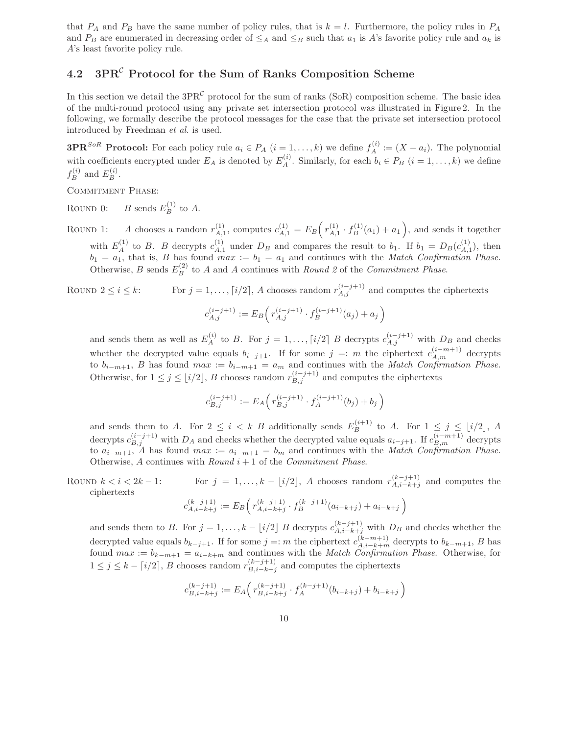that $P_A$ and $P_B$ have the same number of policy rules, that is $k = l$. Furthermore, the policy rules in $P_A$ and $P_B$ are enumerated in decreasing order of $\leq_A$ and $\leq_B$ such that $a_1$ is $A$'s favorite policy rule and $a_k$ is $A$'s least favorite policy rule.

## 4.2 3PR$^{\mathcal{C}}$ Protocol for the Sum of Ranks Composition Scheme

In this section we detail the 3PR$^{\mathcal{C}}$ protocol for the sum of ranks (SoR) composition scheme. The basic idea of the multi-round protocol using any private set intersection protocol was illustrated in Figure 2. In the following, we formally describe the protocol messages for the case that the private set intersection protocol introduced by Freedman *et al.* is used.

**3PR$^{SoR}$ Protocol:** For each policy rule $a_i \in P_A$ $(i = 1, \ldots, k)$ we define $f_A^{(i)} := (X - a_i)$. The polynomial with coefficients encrypted under $E_A$ is denoted by $E_A^{(i)}$. Similarly, for each $b_i \in P_B$ $(i = 1, \ldots, k)$ we define $f_B^{(i)}$ and $E_B^{(i)}$.

Commitment Phase:

Round 0: $B$ sends $E_B^{(1)}$ to $A$.

Round 1: $A$ chooses a random $r_{A,1}^{(1)}$, computes $c_{A,1}^{(1)} = E_B\Big( r_{A,1}^{(1)} \cdot f_B^{(1)}(a_1) + a_1 \Big)$, and sends it together with $E_A^{(1)}$ to $B$. $B$ decrypts $c_{A,1}^{(1)}$ under $D_B$ and compares the result to $b_1$. If $b_1 = D_B(c_{A,1}^{(1)})$, then $b_1 = a_1$, that is, $B$ has found $max := b_1 = a_1$ and continues with the *Match Confirmation Phase*. Otherwise, $B$ sends $E_B^{(2)}$ to $A$ and $A$ continues with *Round 2* of the *Commitment Phase*.

Round $2 \leq i \leq k$: For $j = 1, \ldots, \lceil i/2 \rceil$, $A$ chooses random $r_{A,j}^{(i-j+1)}$ and computes the ciphertexts

$$c_{A,j}^{(i-j+1)} := E_B\Big( r_{A,j}^{(i-j+1)} \cdot f_B^{(i-j+1)}(a_j) + a_j \Big)$$

and sends them as well as $E_A^{(i)}$ to $B$. For $j = 1, \ldots, \lceil i/2 \rceil$ $B$ decrypts $c_{A,j}^{(i-j+1)}$ with $D_B$ and checks whether the decrypted value equals $b_{i-j+1}$. If for some $j =: m$ the ciphertext $c_{A,m}^{(i-m+1)}$ decrypts to $b_{i-m+1}$, $B$ has found $max := b_{i-m+1} = a_m$ and continues with the *Match Confirmation Phase*. Otherwise, for $1 \leq j \leq \lfloor i/2 \rfloor$, $B$ chooses random $r_{B,j}^{(i-j+1)}$ and computes the ciphertexts

$$c_{B,j}^{(i-j+1)} := E_A\Big( r_{B,j}^{(i-j+1)} \cdot f_A^{(i-j+1)}(b_j) + b_j \Big)$$

and sends them to $A$. For $2 \leq i < k$ $B$ additionally sends $E_B^{(i+1)}$ to $A$. For $1 \leq j \leq \lfloor i/2 \rfloor$, $A$ decrypts $c_{B,j}^{(i-j+1)}$ with $D_A$ and checks whether the decrypted value equals $a_{i-j+1}$. If $c_{B,m}^{(i-m+1)}$ decrypts to $a_{i-m+1}$, $A$ has found $max := a_{i-m+1} = b_m$ and continues with the *Match Confirmation Phase*. Otherwise, $A$ continues with *Round $i+1$* of the *Commitment Phase*.

Round $k < i < 2k - 1$: For $j = 1, \ldots, k - \lfloor i/2 \rfloor$, $A$ chooses random $r_{A,i-k+j}^{(k-j+1)}$ and computes the ciphertexts

$$c_{A,i-k+j}^{(k-j+1)} := E_B\Big( r_{A,i-k+j}^{(k-j+1)} \cdot f_B^{(k-j+1)}(a_{i-k+j}) + a_{i-k+j} \Big)$$

and sends them to $B$. For $j = 1, \ldots, k - \lfloor i/2 \rfloor$ $B$ decrypts $c_{A,i-k+j}^{(k-j+1)}$ with $D_B$ and checks whether the decrypted value equals $b_{k-j+1}$. If for some $j =: m$ the ciphertext $c_{A,i-k+m}^{(k-m+1)}$ decrypts to $b_{k-m+1}$, $B$ has found $max := b_{k-m+1} = a_{i-k+m}$ and continues with the *Match Confirmation Phase*. Otherwise, for $1 \leq j \leq k - \lceil i/2 \rceil$, $B$ chooses random $r_{B,i-k+j}^{(k-j+1)}$ and computes the ciphertexts

$$c_{B,i-k+j}^{(k-j+1)} := E_A\Big( r_{B,i-k+j}^{(k-j+1)} \cdot f_A^{(k-j+1)}(b_{i-k+j}) + b_{i-k+j} \Big)$$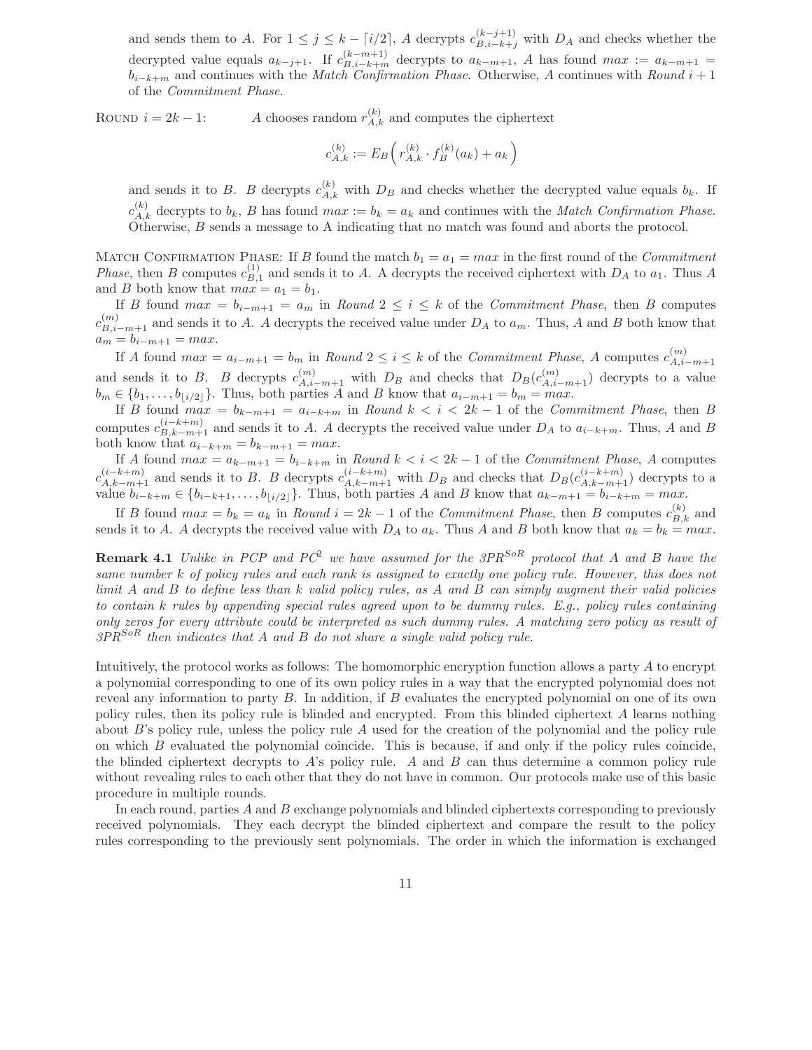and sends them to $A$. For $1 \leq j \leq k - \lceil i/2 \rceil$, $A$ decrypts $c^{(k-j+1)}_{B,i-k+j}$ with $D_A$ and checks whether the decrypted value equals $a_{k-j+1}$. If $c^{(k-m+1)}_{B,i-k+m}$ decrypts to $a_{k-m+1}$, $A$ has found $max := a_{k-m+1} = b_{i-k+m}$ and continues with the *Match Confirmation Phase*. Otherwise, $A$ continues with *Round* $i+1$ of the *Commitment Phase*.

ROUND $i = 2k - 1$: $A$ chooses random $r^{(k)}_{A,k}$ and computes the ciphertext

$$c^{(k)}_{A,k} := E_B\left( r^{(k)}_{A,k} \cdot f^{(k)}_B(a_k) + a_k \right)$$

and sends it to $B$. $B$ decrypts $c^{(k)}_{A,k}$ with $D_B$ and checks whether the decrypted value equals $b_k$. If $c^{(k)}_{A,k}$ decrypts to $b_k$, $B$ has found $max := b_k = a_k$ and continues with the *Match Confirmation Phase*. Otherwise, $B$ sends a message to A indicating that no match was found and aborts the protocol.

MATCH CONFIRMATION PHASE: If $B$ found the match $b_1 = a_1 = max$ in the first round of the *Commitment Phase*, then $B$ computes $c^{(1)}_{B,1}$ and sends it to $A$. A decrypts the received ciphertext with $D_A$ to $a_1$. Thus $A$ and $B$ both know that $max = a_1 = b_1$.

If $B$ found $max = b_{i-m+1} = a_m$ in *Round* $2 \leq i \leq k$ of the *Commitment Phase*, then $B$ computes $c^{(m)}_{B,i-m+1}$ and sends it to $A$. $A$ decrypts the received value under $D_A$ to $a_m$. Thus, $A$ and $B$ both know that $a_m = b_{i-m+1} = max$.

If $A$ found $max = a_{i-m+1} = b_m$ in *Round* $2 \leq i \leq k$ of the *Commitment Phase*, $A$ computes $c^{(m)}_{A,i-m+1}$ and sends it to $B$. $B$ decrypts $c^{(m)}_{A,i-m+1}$ with $D_B$ and checks that $D_B(c^{(m)}_{A,i-m+1})$ decrypts to a value $b_m \in \{b_1, \ldots, b_{\lfloor i/2 \rfloor}\}$. Thus, both parties $A$ and $B$ know that $a_{i-m+1} = b_m = max$.

If $B$ found $max = b_{k-m+1} = a_{i-k+m}$ in *Round* $k < i < 2k-1$ of the *Commitment Phase*, then $B$ computes $c^{(i-k+m)}_{B,k-m+1}$ and sends it to $A$. $A$ decrypts the received value under $D_A$ to $a_{i-k+m}$. Thus, $A$ and $B$ both know that $a_{i-k+m} = b_{k-m+1} = max$.

If $A$ found $max = a_{k-m+1} = b_{i-k+m}$ in *Round* $k < i < 2k-1$ of the *Commitment Phase*, $A$ computes $c^{(i-k+m)}_{A,k-m+1}$ and sends it to $B$. $B$ decrypts $c^{(i-k+m)}_{A,k-m+1}$ with $D_B$ and checks that $D_B(c^{(i-k+m)}_{A,k-m+1})$ decrypts to a value $b_{i-k+m} \in \{b_{i-k+1}, \ldots, b_{\lfloor i/2 \rfloor}\}$. Thus, both parties $A$ and $B$ know that $a_{k-m+1} = b_{i-k+m} = max$.

If $B$ found $max = b_k = a_k$ in *Round* $i = 2k-1$ of the *Commitment Phase*, then $B$ computes $c^{(k)}_{B,k}$ and sends it to $A$. $A$ decrypts the received value with $D_A$ to $a_k$. Thus $A$ and $B$ both know that $a_k = b_k = max$.

**Remark 4.1** *Unlike in PCP and PC$^2$ we have assumed for the 3PR$^{SoR}$ protocol that A and B have the same number k of policy rules and each rank is assigned to exactly one policy rule. However, this does not limit A and B to define less than k valid policy rules, as A and B can simply augment their valid policies to contain k rules by appending special rules agreed upon to be dummy rules. E.g., policy rules containing only zeros for every attribute could be interpreted as such dummy rules. A matching zero policy as result of 3PR$^{SoR}$ then indicates that A and B do not share a single valid policy rule.*

Intuitively, the protocol works as follows: The homomorphic encryption function allows a party $A$ to encrypt a polynomial corresponding to one of its own policy rules in a way that the encrypted polynomial does not reveal any information to party $B$. In addition, if $B$ evaluates the encrypted polynomial on one of its own policy rules, then its policy rule is blinded and encrypted. From this blinded ciphertext $A$ learns nothing about $B$'s policy rule, unless the policy rule $A$ used for the creation of the polynomial and the policy rule on which $B$ evaluated the polynomial coincide. This is because, if and only if the policy rules coincide, the blinded ciphertext decrypts to $A$'s policy rule. $A$ and $B$ can thus determine a common policy rule without revealing rules to each other that they do not have in common. Our protocols make use of this basic procedure in multiple rounds.

In each round, parties $A$ and $B$ exchange polynomials and blinded ciphertexts corresponding to previously received polynomials. They each decrypt the blinded ciphertext and compare the result to the policy rules corresponding to the previously sent polynomials. The order in which the information is exchanged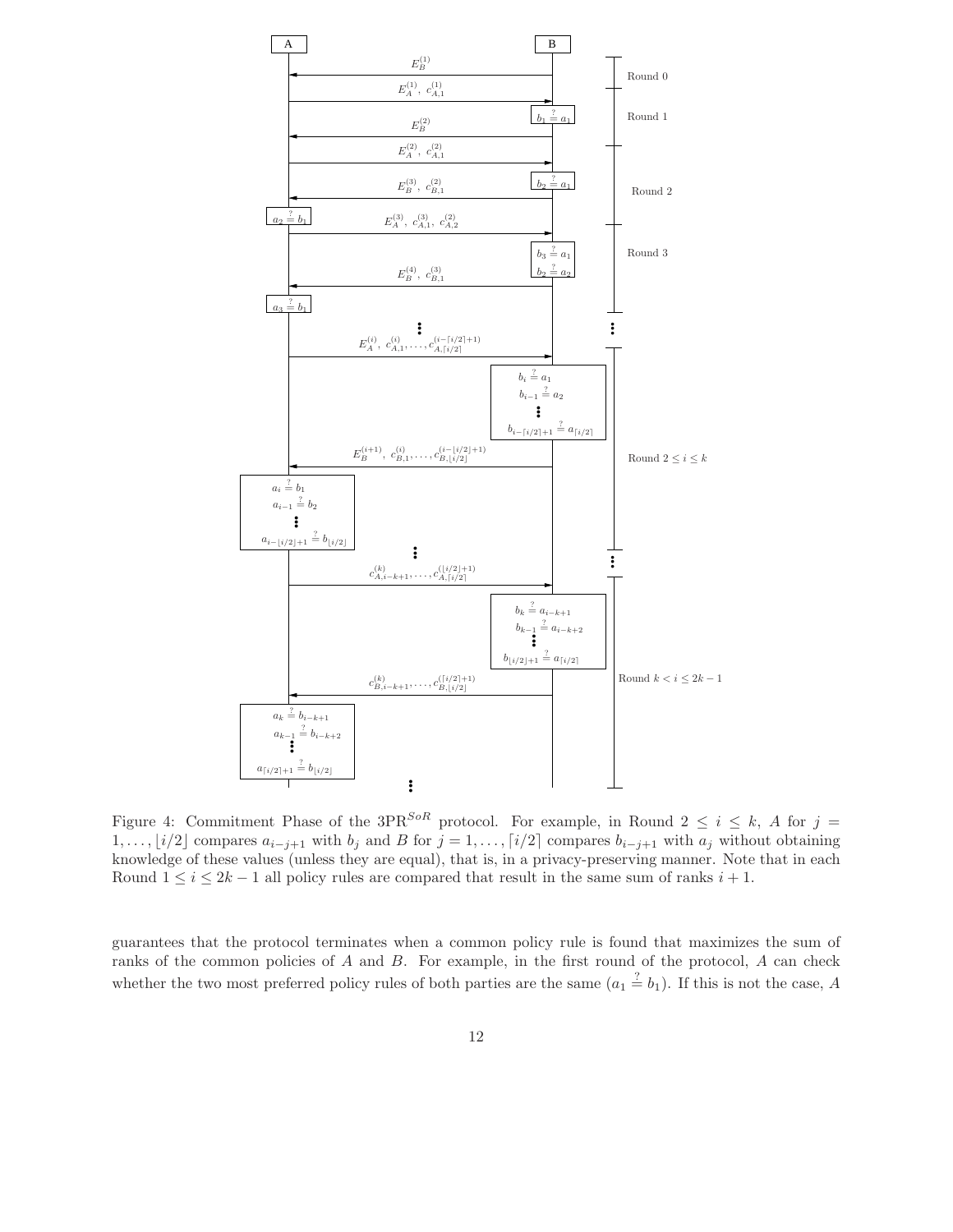Figure 4: Commitment Phase of the 3PR$^{SoR}$ protocol. For example, in Round $2 \leq i \leq k$, $A$ for $j = 1, \ldots, \lfloor i/2 \rfloor$ compares $a_{i-j+1}$ with $b_j$ and $B$ for $j = 1, \ldots, \lceil i/2 \rceil$ compares $b_{i-j+1}$ with $a_j$ without obtaining knowledge of these values (unless they are equal), that is, in a privacy-preserving manner. Note that in each Round $1 \leq i \leq 2k-1$ all policy rules are compared that result in the same sum of ranks $i+1$.

guarantees that the protocol terminates when a common policy rule is found that maximizes the sum of ranks of the common policies of $A$ and $B$. For example, in the first round of the protocol, $A$ can check whether the two most preferred policy rules of both parties are the same ($a_1 \stackrel{?}{=} b_1$). If this is not the case, $A$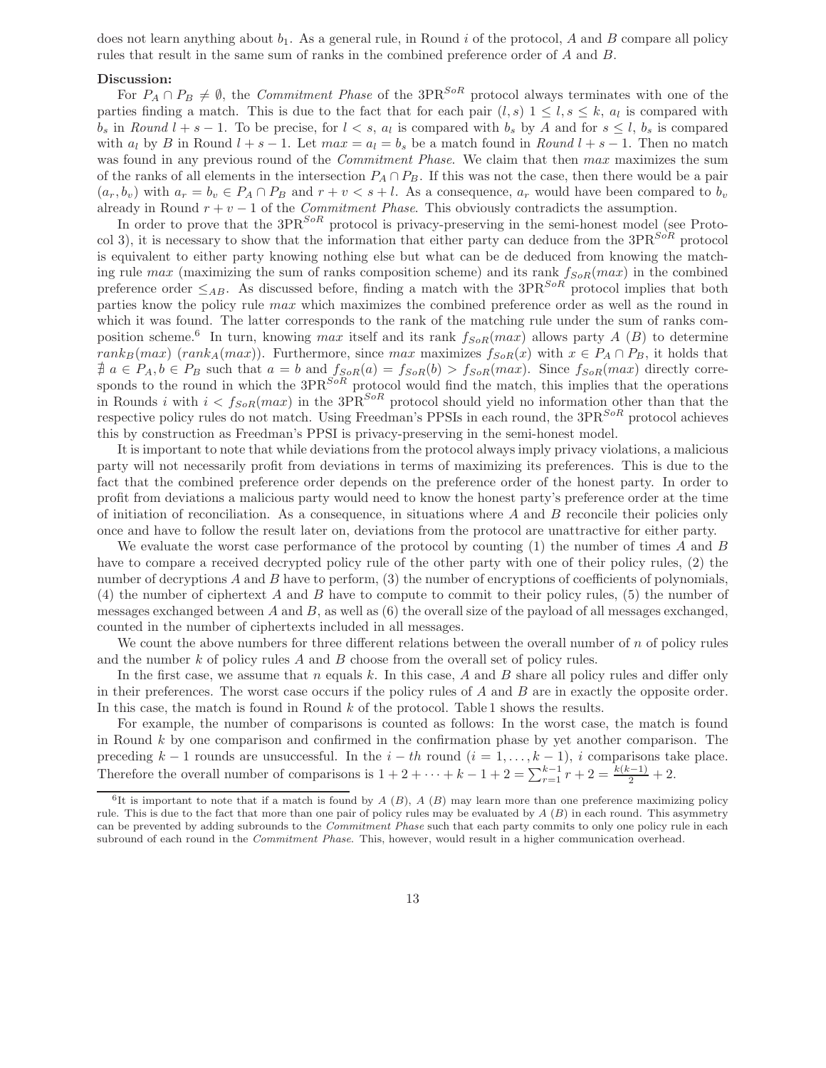does not learn anything about $b_1$. As a general rule, in Round $i$ of the protocol, $A$ and $B$ compare all policy rules that result in the same sum of ranks in the combined preference order of $A$ and $B$.

**Discussion:**

For $P_A \cap P_B \neq \emptyset$, the *Commitment Phase* of the $3PR^{SoR}$ protocol always terminates with one of the parties finding a match. This is due to the fact that for each pair $(l, s)$ $1 \leq l, s \leq k$, $a_l$ is compared with $b_s$ in *Round* $l + s - 1$. To be precise, for $l < s$, $a_l$ is compared with $b_s$ by $A$ and for $s \leq l$, $b_s$ is compared with $a_l$ by $B$ in Round $l + s - 1$. Let $max = a_l = b_s$ be a match found in *Round* $l + s - 1$. Then no match was found in any previous round of the *Commitment Phase*. We claim that then $max$ maximizes the sum of the ranks of all elements in the intersection $P_A \cap P_B$. If this was not the case, then there would be a pair $(a_r, b_v)$ with $a_r = b_v \in P_A \cap P_B$ and $r + v < s + l$. As a consequence, $a_r$ would have been compared to $b_v$ already in Round $r + v - 1$ of the *Commitment Phase*. This obviously contradicts the assumption.

In order to prove that the $3PR^{SoR}$ protocol is privacy-preserving in the semi-honest model (see Protocol 3), it is necessary to show that the information that either party can deduce from the $3PR^{SoR}$ protocol is equivalent to either party knowing nothing else but what can be de deduced from knowing the matching rule $max$ (maximizing the sum of ranks composition scheme) and its rank $f_{SoR}(max)$ in the combined preference order $\leq_{AB}$. As discussed before, finding a match with the $3PR^{SoR}$ protocol implies that both parties know the policy rule $max$ which maximizes the combined preference order as well as the round in which it was found. The latter corresponds to the rank of the matching rule under the sum of ranks composition scheme.[6] In turn, knowing $max$ itself and its rank $f_{SoR}(max)$ allows party $A$ ($B$) to determine $rank_B(max)$ ($rank_A(max)$). Furthermore, since $max$ maximizes $f_{SoR}(x)$ with $x \in P_A \cap P_B$, it holds that $\nexists\, a \in P_A, b \in P_B$ such that $a = b$ and $f_{SoR}(a) = f_{SoR}(b) > f_{SoR}(max)$. Since $f_{SoR}(max)$ directly corresponds to the round in which the $3PR^{SoR}$ protocol would find the match, this implies that the operations in Rounds $i$ with $i < f_{SoR}(max)$ in the $3PR^{SoR}$ protocol should yield no information other than that the respective policy rules do not match. Using Freedman's PPSIs in each round, the $3PR^{SoR}$ protocol achieves this by construction as Freedman's PPSI is privacy-preserving in the semi-honest model.

It is important to note that while deviations from the protocol always imply privacy violations, a malicious party will not necessarily profit from deviations in terms of maximizing its preferences. This is due to the fact that the combined preference order depends on the preference order of the honest party. In order to profit from deviations a malicious party would need to know the honest party's preference order at the time of initiation of reconciliation. As a consequence, in situations where $A$ and $B$ reconcile their policies only once and have to follow the result later on, deviations from the protocol are unattractive for either party.

We evaluate the worst case performance of the protocol by counting (1) the number of times $A$ and $B$ have to compare a received decrypted policy rule of the other party with one of their policy rules, (2) the number of decryptions $A$ and $B$ have to perform, (3) the number of encryptions of coefficients of polynomials, (4) the number of ciphertext $A$ and $B$ have to compute to commit to their policy rules, (5) the number of messages exchanged between $A$ and $B$, as well as (6) the overall size of the payload of all messages exchanged, counted in the number of ciphertexts included in all messages.

We count the above numbers for three different relations between the overall number of $n$ of policy rules and the number $k$ of policy rules $A$ and $B$ choose from the overall set of policy rules.

In the first case, we assume that $n$ equals $k$. In this case, $A$ and $B$ share all policy rules and differ only in their preferences. The worst case occurs if the policy rules of $A$ and $B$ are in exactly the opposite order. In this case, the match is found in Round $k$ of the protocol. Table 1 shows the results.

For example, the number of comparisons is counted as follows: In the worst case, the match is found in Round $k$ by one comparison and confirmed in the confirmation phase by yet another comparison. The preceding $k-1$ rounds are unsuccessful. In the $i-th$ round ($i = 1, \ldots, k-1$), $i$ comparisons take place. Therefore the overall number of comparisons is $1 + 2 + \cdots + k - 1 + 2 = \sum_{r=1}^{k-1} r + 2 = \frac{k(k-1)}{2} + 2$.

[6] It is important to note that if a match is found by $A$ ($B$), $A$ ($B$) may learn more than one preference maximizing policy rule. This is due to the fact that more than one pair of policy rules may be evaluated by $A$ ($B$) in each round. This asymmetry can be prevented by adding subrounds to the *Commitment Phase* such that each party commits to only one policy rule in each subround of each round in the *Commitment Phase*. This, however, would result in a higher communication overhead.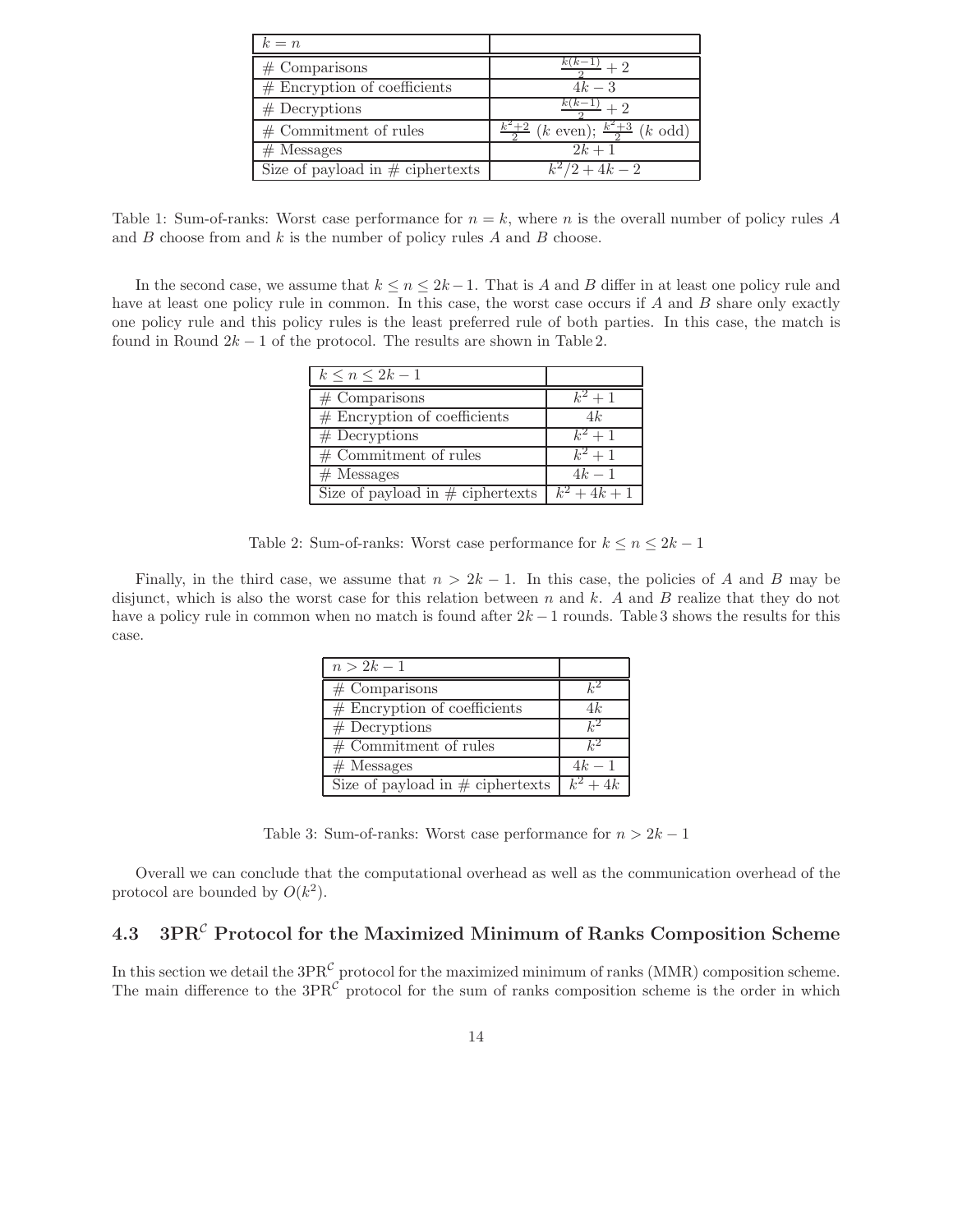| $k = n$ | |
|---|---|
| # Comparisons | $\frac{k(k-1)}{2} + 2$ |
| # Encryption of coefficients | $4k - 3$ |
| # Decryptions | $\frac{k(k-1)}{2} + 2$ |
| # Commitment of rules | $\frac{k^2+2}{2}$ ($k$ even); $\frac{k^2+3}{2}$ ($k$ odd) |
| # Messages | $2k + 1$ |
| Size of payload in # ciphertexts | $k^2/2 + 4k - 2$ |

Table 1: Sum-of-ranks: Worst case performance for $n = k$, where $n$ is the overall number of policy rules $A$ and $B$ choose from and $k$ is the number of policy rules $A$ and $B$ choose.

In the second case, we assume that $k \leq n \leq 2k-1$. That is $A$ and $B$ differ in at least one policy rule and have at least one policy rule in common. In this case, the worst case occurs if $A$ and $B$ share only exactly one policy rule and this policy rules is the least preferred rule of both parties. In this case, the match is found in Round $2k-1$ of the protocol. The results are shown in Table 2.

| $k \leq n \leq 2k-1$ | |
|---|---|
| # Comparisons | $k^2 + 1$ |
| # Encryption of coefficients | $4k$ |
| # Decryptions | $k^2 + 1$ |
| # Commitment of rules | $k^2 + 1$ |
| # Messages | $4k - 1$ |
| Size of payload in # ciphertexts | $k^2 + 4k + 1$ |

Table 2: Sum-of-ranks: Worst case performance for $k \leq n \leq 2k-1$

Finally, in the third case, we assume that $n > 2k-1$. In this case, the policies of $A$ and $B$ may be disjunct, which is also the worst case for this relation between $n$ and $k$. $A$ and $B$ realize that they do not have a policy rule in common when no match is found after $2k-1$ rounds. Table 3 shows the results for this case.

| $n > 2k-1$ | |
|---|---|
| # Comparisons | $k^2$ |
| # Encryption of coefficients | $4k$ |
| # Decryptions | $k^2$ |
| # Commitment of rules | $k^2$ |
| # Messages | $4k - 1$ |
| Size of payload in # ciphertexts | $k^2 + 4k$ |

Table 3: Sum-of-ranks: Worst case performance for $n > 2k-1$

Overall we can conclude that the computational overhead as well as the communication overhead of the protocol are bounded by $O(k^2)$.

### 4.3 $3PR^{\mathcal{C}}$ Protocol for the Maximized Minimum of Ranks Composition Scheme

In this section we detail the $3PR^{\mathcal{C}}$ protocol for the maximized minimum of ranks (MMR) composition scheme. The main difference to the $3PR^{\mathcal{C}}$ protocol for the sum of ranks composition scheme is the order in which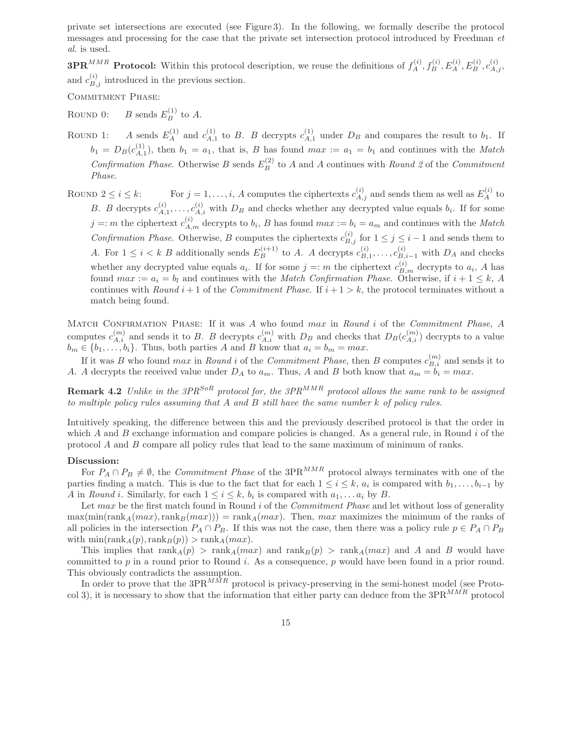private set intersections are executed (see Figure 3). In the following, we formally describe the protocol messages and processing for the case that the private set intersection protocol introduced by Freedman *et al.* is used.

**3PR$^{MMR}$ Protocol:** Within this protocol description, we reuse the definitions of $f_A^{(i)}, f_B^{(i)}, E_A^{(i)}, E_B^{(i)}, c_{A,j}^{(i)}$, and $c_{B,j}^{(i)}$ introduced in the previous section.

COMMITMENT PHASE:

ROUND 0: $B$ sends $E_B^{(1)}$ to $A$.

ROUND 1: $A$ sends $E_A^{(1)}$ and $c_{A,1}^{(1)}$ to $B$. $B$ decrypts $c_{A,1}^{(1)}$ under $D_B$ and compares the result to $b_1$. If $b_1 = D_B(c_{A,1}^{(1)})$, then $b_1 = a_1$, that is, $B$ has found $max := a_1 = b_1$ and continues with the *Match Confirmation Phase*. Otherwise $B$ sends $E_B^{(2)}$ to $A$ and $A$ continues with *Round 2* of the *Commitment Phase*.

ROUND $2 \leq i \leq k$: For $j = 1, \ldots, i$, $A$ computes the ciphertexts $c_{A,j}^{(i)}$ and sends them as well as $E_A^{(i)}$ to $B$. $B$ decrypts $c_{A,1}^{(i)}, \ldots, c_{A,i}^{(i)}$ with $D_B$ and checks whether any decrypted value equals $b_i$. If for some $j =: m$ the ciphertext $c_{A,m}^{(i)}$ decrypts to $b_i$, $B$ has found $max := b_i = a_m$ and continues with the *Match Confirmation Phase*. Otherwise, $B$ computes the ciphertexts $c_{B,j}^{(i)}$ for $1 \leq j \leq i-1$ and sends them to $A$. For $1 \leq i < k$ $B$ additionally sends $E_B^{(i+1)}$ to $A$. $A$ decrypts $c_{B,1}^{(i)}, \ldots, c_{B,i-1}^{(i)}$ with $D_A$ and checks whether any decrypted value equals $a_i$. If for some $j =: m$ the ciphertext $c_{B,m}^{(i)}$ decrypts to $a_i$, $A$ has found $max := a_i = b_l$ and continues with the *Match Confirmation Phase*. Otherwise, if $i + 1 \leq k$, $A$ continues with *Round* $i+1$ of the *Commitment Phase*. If $i + 1 > k$, the protocol terminates without a match being found.

MATCH CONFIRMATION PHASE: If it was $A$ who found $max$ in *Round* $i$ of the *Commitment Phase*, $A$ computes $c_{A,i}^{(m)}$ and sends it to $B$. $B$ decrypts $c_{A,i}^{(m)}$ with $D_B$ and checks that $D_B(c_{A,i}^{(m)})$ decrypts to a value $b_m \in \{b_1, \ldots, b_i\}$. Thus, both parties $A$ and $B$ know that $a_i = b_m = max$.

If it was $B$ who found $max$ in *Round* $i$ of the *Commitment Phase*, then $B$ computes $c_{B,i}^{(m)}$ and sends it to $A$. $A$ decrypts the received value under $D_A$ to $a_m$. Thus, $A$ and $B$ both know that $a_m = b_i = max$.

**Remark 4.2** *Unlike in the 3PR$^{SoR}$ protocol for, the 3PR$^{MMR}$ protocol allows the same rank to be assigned to multiple policy rules assuming that A and B still have the same number k of policy rules.*

Intuitively speaking, the difference between this and the previously described protocol is that the order in which $A$ and $B$ exchange information and compare policies is changed. As a general rule, in Round $i$ of the protocol $A$ and $B$ compare all policy rules that lead to the same maximum of minimum of ranks.

**Discussion:**

For $P_A \cap P_B \neq \emptyset$, the *Commitment Phase* of the 3PR$^{MMR}$ protocol always terminates with one of the parties finding a match. This is due to the fact that for each $1 \leq i \leq k$, $a_i$ is compared with $b_1, \ldots, b_{i-1}$ by $A$ in *Round* $i$. Similarly, for each $1 \leq i \leq k$, $b_i$ is compared with $a_1, \ldots a_i$ by $B$.

Let $max$ be the first match found in Round $i$ of the *Commitment Phase* and let without loss of generality $\max(\min(\text{rank}_A(max), \text{rank}_B(max))) = \text{rank}_A(max)$. Then, $max$ maximizes the minimum of the ranks of all policies in the intersection $P_A \cap P_B$. If this was not the case, then there was a policy rule $p \in P_A \cap P_B$ with $\min(\text{rank}_A(p), \text{rank}_B(p)) > \text{rank}_A(max)$.

This implies that $\text{rank}_A(p) > \text{rank}_A(max)$ and $\text{rank}_B(p) > \text{rank}_A(max)$ and $A$ and $B$ would have committed to $p$ in a round prior to Round $i$. As a consequence, $p$ would have been found in a prior round. This obviously contradicts the assumption.

In order to prove that the 3PR$^{MMR}$ protocol is privacy-preserving in the semi-honest model (see Protocol 3), it is necessary to show that the information that either party can deduce from the 3PR$^{MMR}$ protocol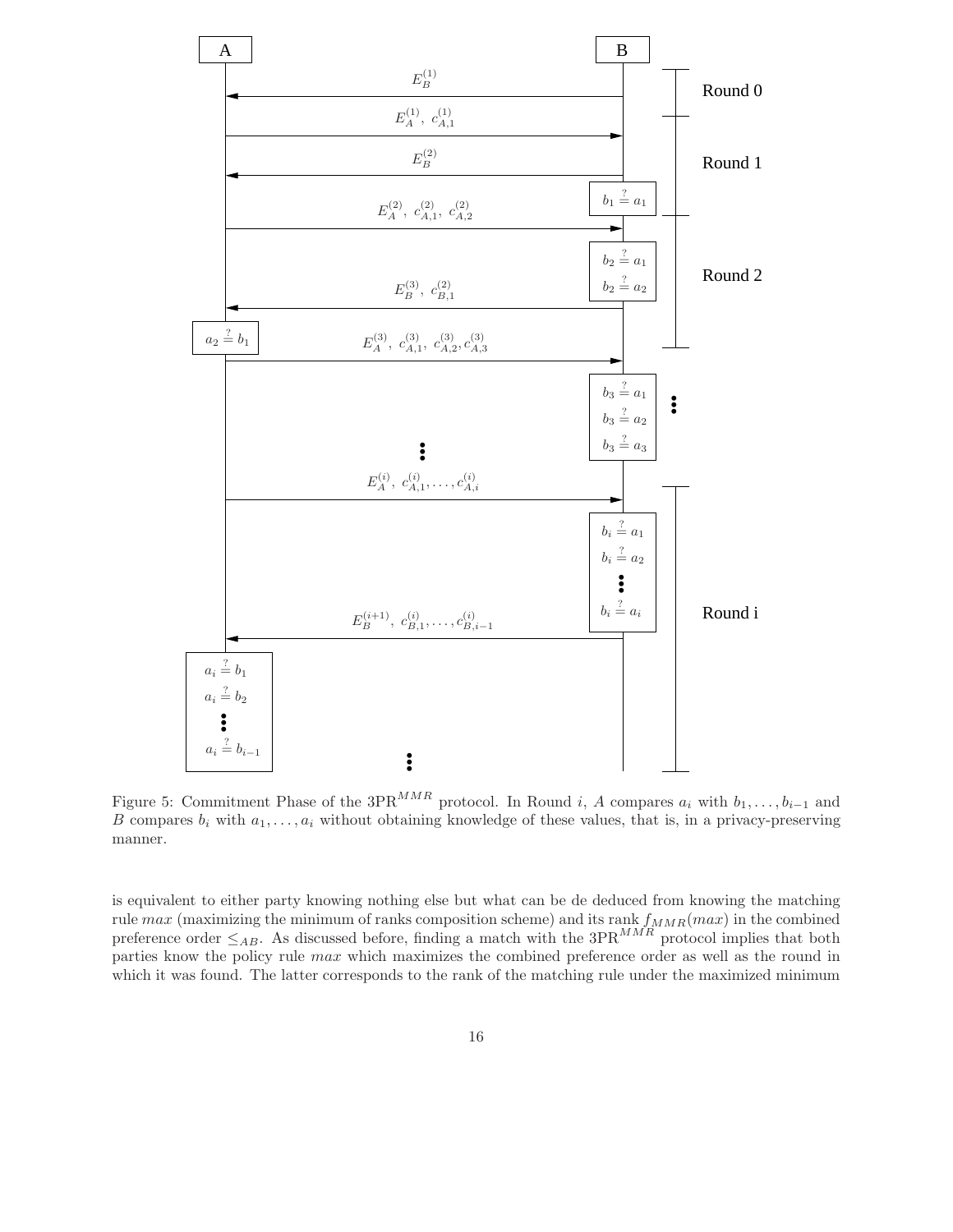Figure 5: Commitment Phase of the 3PR$^{MMR}$ protocol. In Round $i$, $A$ compares $a_i$ with $b_1, \ldots, b_{i-1}$ and $B$ compares $b_i$ with $a_1, \ldots, a_i$ without obtaining knowledge of these values, that is, in a privacy-preserving manner.

is equivalent to either party knowing nothing else but what can be de deduced from knowing the matching rule $max$ (maximizing the minimum of ranks composition scheme) and its rank $f_{MMR}(max)$ in the combined preference order $\leq_{AB}$. As discussed before, finding a match with the 3PR$^{MMR}$ protocol implies that both parties know the policy rule $max$ which maximizes the combined preference order as well as the round in which it was found. The latter corresponds to the rank of the matching rule under the maximized minimum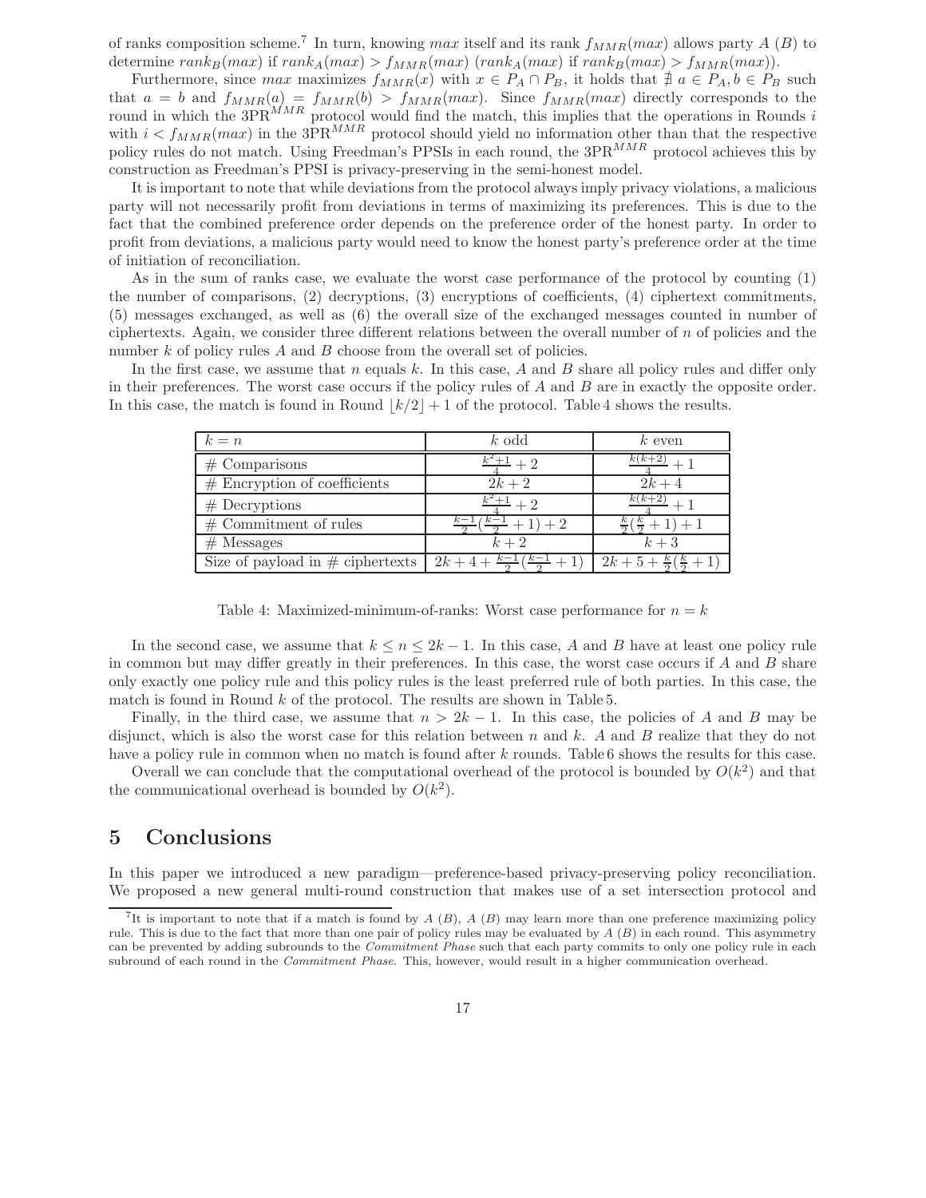of ranks composition scheme.[7] In turn, knowing $max$ itself and its rank $f_{MMR}(max)$ allows party $A$ ($B$) to determine $rank_B(max)$ if $rank_A(max) > f_{MMR}(max)$ ($rank_A(max)$ if $rank_B(max) > f_{MMR}(max)$).

Furthermore, since $max$ maximizes $f_{MMR}(x)$ with $x \in P_A \cap P_B$, it holds that $\nexists\ a \in P_A, b \in P_B$ such that $a = b$ and $f_{MMR}(a) = f_{MMR}(b) > f_{MMR}(max)$. Since $f_{MMR}(max)$ directly corresponds to the round in which the $3PR^{MMR}$ protocol would find the match, this implies that the operations in Rounds $i$ with $i < f_{MMR}(max)$ in the $3PR^{MMR}$ protocol should yield no information other than that the respective policy rules do not match. Using Freedman's PPSIs in each round, the $3PR^{MMR}$ protocol achieves this by construction as Freedman's PPSI is privacy-preserving in the semi-honest model.

It is important to note that while deviations from the protocol always imply privacy violations, a malicious party will not necessarily profit from deviations in terms of maximizing its preferences. This is due to the fact that the combined preference order depends on the preference order of the honest party. In order to profit from deviations, a malicious party would need to know the honest party's preference order at the time of initiation of reconciliation.

As in the sum of ranks case, we evaluate the worst case performance of the protocol by counting (1) the number of comparisons, (2) decryptions, (3) encryptions of coefficients, (4) ciphertext commitments, (5) messages exchanged, as well as (6) the overall size of the exchanged messages counted in number of ciphertexts. Again, we consider three different relations between the overall number of $n$ of policies and the number $k$ of policy rules $A$ and $B$ choose from the overall set of policies.

In the first case, we assume that $n$ equals $k$. In this case, $A$ and $B$ share all policy rules and differ only in their preferences. The worst case occurs if the policy rules of $A$ and $B$ are in exactly the opposite order. In this case, the match is found in Round $\lfloor k/2 \rfloor + 1$ of the protocol. Table 4 shows the results.

| $k = n$ | $k$ odd | $k$ even |
|---|---|---|
| # Comparisons | $\frac{k^2+1}{4} + 2$ | $\frac{k(k+2)}{4} + 1$ |
| # Encryption of coefficients | $2k + 2$ | $2k + 4$ |
| # Decryptions | $\frac{k^2+1}{4} + 2$ | $\frac{k(k+2)}{4} + 1$ |
| # Commitment of rules | $\frac{k-1}{2}(\frac{k-1}{2} + 1) + 2$ | $\frac{k}{2}(\frac{k}{2} + 1) + 1$ |
| # Messages | $k + 2$ | $k + 3$ |
| Size of payload in # ciphertexts | $2k + 4 + \frac{k-1}{2}(\frac{k-1}{2} + 1)$ | $2k + 5 + \frac{k}{2}(\frac{k}{2} + 1)$ |

Table 4: Maximized-minimum-of-ranks: Worst case performance for $n = k$

In the second case, we assume that $k \leq n \leq 2k - 1$. In this case, $A$ and $B$ have at least one policy rule in common but may differ greatly in their preferences. In this case, the worst case occurs if $A$ and $B$ share only exactly one policy rule and this policy rules is the least preferred rule of both parties. In this case, the match is found in Round $k$ of the protocol. The results are shown in Table 5.

Finally, in the third case, we assume that $n > 2k - 1$. In this case, the policies of $A$ and $B$ may be disjunct, which is also the worst case for this relation between $n$ and $k$. $A$ and $B$ realize that they do not have a policy rule in common when no match is found after $k$ rounds. Table 6 shows the results for this case.

Overall we can conclude that the computational overhead of the protocol is bounded by $O(k^2)$ and that the communicational overhead is bounded by $O(k^2)$.

## 5 Conclusions

In this paper we introduced a new paradigm—preference-based privacy-preserving policy reconciliation. We proposed a new general multi-round construction that makes use of a set intersection protocol and

[7] It is important to note that if a match is found by $A$ ($B$), $A$ ($B$) may learn more than one preference maximizing policy rule. This is due to the fact that more than one pair of policy rules may be evaluated by $A$ ($B$) in each round. This asymmetry can be prevented by adding subrounds to the *Commitment Phase* such that each party commits to only one policy rule in each subround of each round in the *Commitment Phase*. This, however, would result in a higher communication overhead.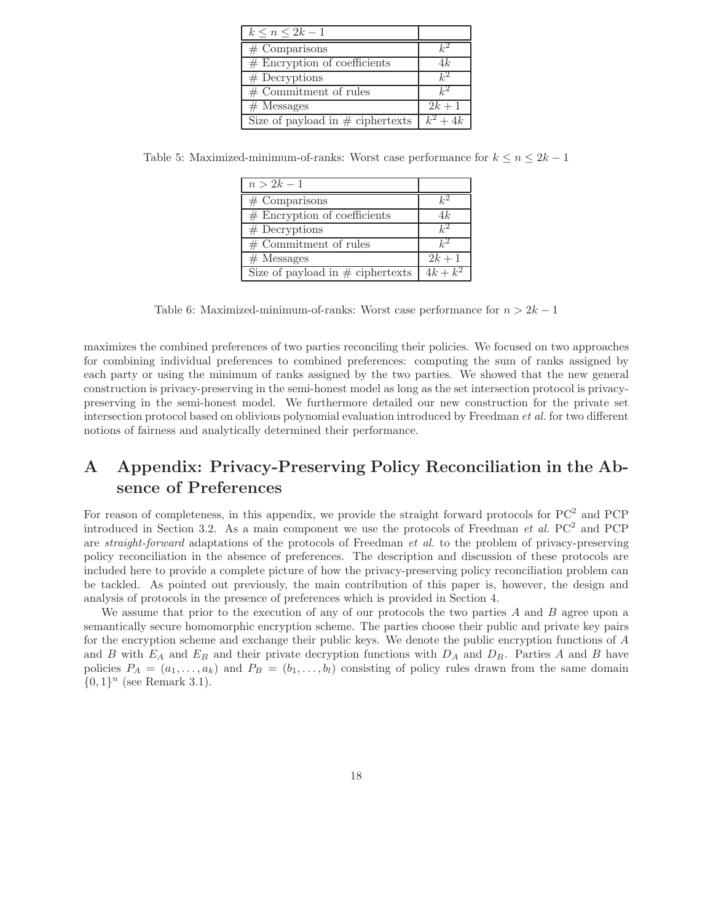| $k \leq n \leq 2k-1$ | |
|---|---|
| # Comparisons | $k^2$ |
| # Encryption of coefficients | $4k$ |
| # Decryptions | $k^2$ |
| # Commitment of rules | $k^2$ |
| # Messages | $2k+1$ |
| Size of payload in # ciphertexts | $k^2+4k$ |

Table 5: Maximized-minimum-of-ranks: Worst case performance for $k \leq n \leq 2k-1$

| $n > 2k-1$ | |
|---|---|
| # Comparisons | $k^2$ |
| # Encryption of coefficients | $4k$ |
| # Decryptions | $k^2$ |
| # Commitment of rules | $k^2$ |
| # Messages | $2k+1$ |
| Size of payload in # ciphertexts | $4k+k^2$ |

Table 6: Maximized-minimum-of-ranks: Worst case performance for $n > 2k-1$

maximizes the combined preferences of two parties reconciling their policies. We focused on two approaches for combining individual preferences to combined preferences: computing the sum of ranks assigned by each party or using the minimum of ranks assigned by the two parties. We showed that the new general construction is privacy-preserving in the semi-honest model as long as the set intersection protocol is privacy-preserving in the semi-honest model. We furthermore detailed our new construction for the private set intersection protocol based on oblivious polynomial evaluation introduced by Freedman *et al.* for two different notions of fairness and analytically determined their performance.

# A Appendix: Privacy-Preserving Policy Reconciliation in the Absence of Preferences

For reason of completeness, in this appendix, we provide the straight forward protocols for PC$^2$ and PCP introduced in Section 3.2. As a main component we use the protocols of Freedman *et al.* PC$^2$ and PCP are *straight-forward* adaptations of the protocols of Freedman *et al.* to the problem of privacy-preserving policy reconciliation in the absence of preferences. The description and discussion of these protocols are included here to provide a complete picture of how the privacy-preserving policy reconciliation problem can be tackled. As pointed out previously, the main contribution of this paper is, however, the design and analysis of protocols in the presence of preferences which is provided in Section 4.

We assume that prior to the execution of any of our protocols the two parties $A$ and $B$ agree upon a semantically secure homomorphic encryption scheme. The parties choose their public and private key pairs for the encryption scheme and exchange their public keys. We denote the public encryption functions of $A$ and $B$ with $E_A$ and $E_B$ and their private decryption functions with $D_A$ and $D_B$. Parties $A$ and $B$ have policies $P_A = (a_1, \ldots, a_k)$ and $P_B = (b_1, \ldots, b_l)$ consisting of policy rules drawn from the same domain $\{0,1\}^n$ (see Remark 3.1).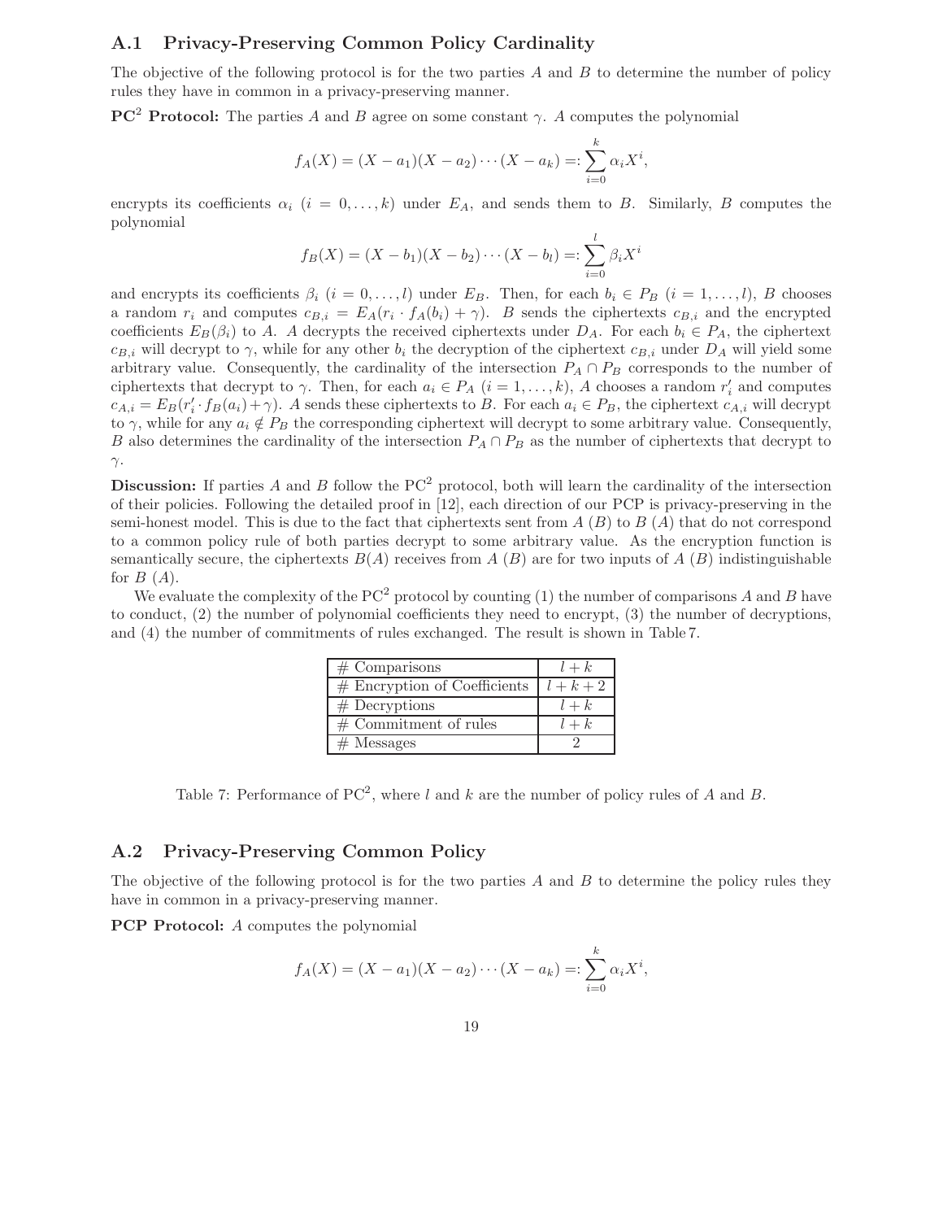### A.1 Privacy-Preserving Common Policy Cardinality

The objective of the following protocol is for the two parties $A$ and $B$ to determine the number of policy rules they have in common in a privacy-preserving manner.

**$\mathrm{PC}^2$ Protocol:** The parties $A$ and $B$ agree on some constant $\gamma$. $A$ computes the polynomial

$$f_A(X) = (X - a_1)(X - a_2)\cdots(X - a_k) =: \sum_{i=0}^{k} \alpha_i X^i,$$

encrypts its coefficients $\alpha_i$ ($i = 0, \ldots, k$) under $E_A$, and sends them to $B$. Similarly, $B$ computes the polynomial

$$f_B(X) = (X - b_1)(X - b_2)\cdots(X - b_l) =: \sum_{i=0}^{l} \beta_i X^i$$

and encrypts its coefficients $\beta_i$ ($i = 0, \ldots, l$) under $E_B$. Then, for each $b_i \in P_B$ ($i = 1, \ldots, l$), $B$ chooses a random $r_i$ and computes $c_{B,i} = E_A(r_i \cdot f_A(b_i) + \gamma)$. $B$ sends the ciphertexts $c_{B,i}$ and the encrypted coefficients $E_B(\beta_i)$ to $A$. $A$ decrypts the received ciphertexts under $D_A$. For each $b_i \in P_A$, the ciphertext $c_{B,i}$ will decrypt to $\gamma$, while for any other $b_i$ the decryption of the ciphertext $c_{B,i}$ under $D_A$ will yield some arbitrary value. Consequently, the cardinality of the intersection $P_A \cap P_B$ corresponds to the number of ciphertexts that decrypt to $\gamma$. Then, for each $a_i \in P_A$ ($i = 1, \ldots, k$), $A$ chooses a random $r'_i$ and computes $c_{A,i} = E_B(r'_i \cdot f_B(a_i) + \gamma)$. $A$ sends these ciphertexts to $B$. For each $a_i \in P_B$, the ciphertext $c_{A,i}$ will decrypt to $\gamma$, while for any $a_i \notin P_B$ the corresponding ciphertext will decrypt to some arbitrary value. Consequently, $B$ also determines the cardinality of the intersection $P_A \cap P_B$ as the number of ciphertexts that decrypt to $\gamma$.

**Discussion:** If parties $A$ and $B$ follow the $\mathrm{PC}^2$ protocol, both will learn the cardinality of the intersection of their policies. Following the detailed proof in [12], each direction of our PCP is privacy-preserving in the semi-honest model. This is due to the fact that ciphertexts sent from $A$ ($B$) to $B$ ($A$) that do not correspond to a common policy rule of both parties decrypt to some arbitrary value. As the encryption function is semantically secure, the ciphertexts $B(A)$ receives from $A$ ($B$) are for two inputs of $A$ ($B$) indistinguishable for $B$ ($A$).

We evaluate the complexity of the $\mathrm{PC}^2$ protocol by counting (1) the number of comparisons $A$ and $B$ have to conduct, (2) the number of polynomial coefficients they need to encrypt, (3) the number of decryptions, and (4) the number of commitments of rules exchanged. The result is shown in Table 7.

| | |
|---|---|
| # Comparisons | $l + k$ |
| # Encryption of Coefficients | $l + k + 2$ |
| # Decryptions | $l + k$ |
| # Commitment of rules | $l + k$ |
| # Messages | 2 |

Table 7: Performance of $\mathrm{PC}^2$, where $l$ and $k$ are the number of policy rules of $A$ and $B$.

### A.2 Privacy-Preserving Common Policy

The objective of the following protocol is for the two parties $A$ and $B$ to determine the policy rules they have in common in a privacy-preserving manner.

**PCP Protocol:** $A$ computes the polynomial

$$f_A(X) = (X - a_1)(X - a_2)\cdots(X - a_k) =: \sum_{i=0}^{k} \alpha_i X^i,$$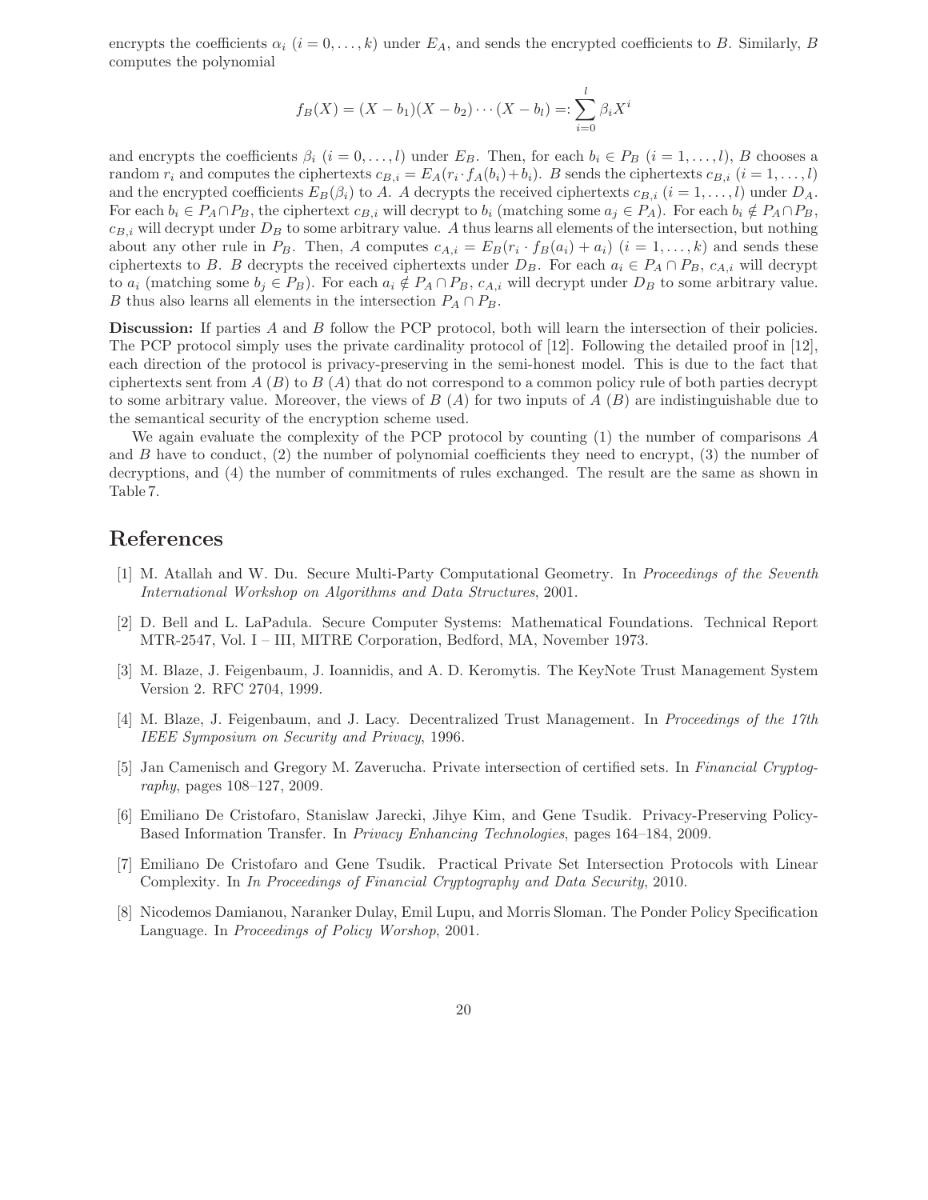encrypts the coefficients $\alpha_i$ $(i = 0, \ldots, k)$ under $E_A$, and sends the encrypted coefficients to $B$. Similarly, $B$ computes the polynomial

$$f_B(X) = (X - b_1)(X - b_2) \cdots (X - b_l) =: \sum_{i=0}^{l} \beta_i X^i$$

and encrypts the coefficients $\beta_i$ $(i = 0, \ldots, l)$ under $E_B$. Then, for each $b_i \in P_B$ $(i = 1, \ldots, l)$, $B$ chooses a random $r_i$ and computes the ciphertexts $c_{B,i} = E_A(r_i \cdot f_A(b_i) + b_i)$. $B$ sends the ciphertexts $c_{B,i}$ $(i = 1, \ldots, l)$ and the encrypted coefficients $E_B(\beta_i)$ to $A$. $A$ decrypts the received ciphertexts $c_{B,i}$ $(i = 1, \ldots, l)$ under $D_A$. For each $b_i \in P_A \cap P_B$, the ciphertext $c_{B,i}$ will decrypt to $b_i$ (matching some $a_j \in P_A$). For each $b_i \notin P_A \cap P_B$, $c_{B,i}$ will decrypt under $D_B$ to some arbitrary value. $A$ thus learns all elements of the intersection, but nothing about any other rule in $P_B$. Then, $A$ computes $c_{A,i} = E_B(r_i \cdot f_B(a_i) + a_i)$ $(i = 1, \ldots, k)$ and sends these ciphertexts to $B$. $B$ decrypts the received ciphertexts under $D_B$. For each $a_i \in P_A \cap P_B$, $c_{A,i}$ will decrypt to $a_i$ (matching some $b_j \in P_B$). For each $a_i \notin P_A \cap P_B$, $c_{A,i}$ will decrypt under $D_B$ to some arbitrary value. $B$ thus also learns all elements in the intersection $P_A \cap P_B$.

**Discussion:** If parties $A$ and $B$ follow the PCP protocol, both will learn the intersection of their policies. The PCP protocol simply uses the private cardinality protocol of [12]. Following the detailed proof in [12], each direction of the protocol is privacy-preserving in the semi-honest model. This is due to the fact that ciphertexts sent from $A$ ($B$) to $B$ ($A$) that do not correspond to a common policy rule of both parties decrypt to some arbitrary value. Moreover, the views of $B$ ($A$) for two inputs of $A$ ($B$) are indistinguishable due to the semantical security of the encryption scheme used.

We again evaluate the complexity of the PCP protocol by counting (1) the number of comparisons $A$ and $B$ have to conduct, (2) the number of polynomial coefficients they need to encrypt, (3) the number of decryptions, and (4) the number of commitments of rules exchanged. The result are the same as shown in Table 7.

# References

[1] M. Atallah and W. Du. Secure Multi-Party Computational Geometry. In *Proceedings of the Seventh International Workshop on Algorithms and Data Structures*, 2001.

[2] D. Bell and L. LaPadula. Secure Computer Systems: Mathematical Foundations. Technical Report MTR-2547, Vol. I – III, MITRE Corporation, Bedford, MA, November 1973.

[3] M. Blaze, J. Feigenbaum, J. Ioannidis, and A. D. Keromytis. The KeyNote Trust Management System Version 2. RFC 2704, 1999.

[4] M. Blaze, J. Feigenbaum, and J. Lacy. Decentralized Trust Management. In *Proceedings of the 17th IEEE Symposium on Security and Privacy*, 1996.

[5] Jan Camenisch and Gregory M. Zaverucha. Private intersection of certified sets. In *Financial Cryptography*, pages 108–127, 2009.

[6] Emiliano De Cristofaro, Stanislaw Jarecki, Jihye Kim, and Gene Tsudik. Privacy-Preserving Policy-Based Information Transfer. In *Privacy Enhancing Technologies*, pages 164–184, 2009.

[7] Emiliano De Cristofaro and Gene Tsudik. Practical Private Set Intersection Protocols with Linear Complexity. In *In Proceedings of Financial Cryptography and Data Security*, 2010.

[8] Nicodemos Damianou, Naranker Dulay, Emil Lupu, and Morris Sloman. The Ponder Policy Specification Language. In *Proceedings of Policy Worshop*, 2001.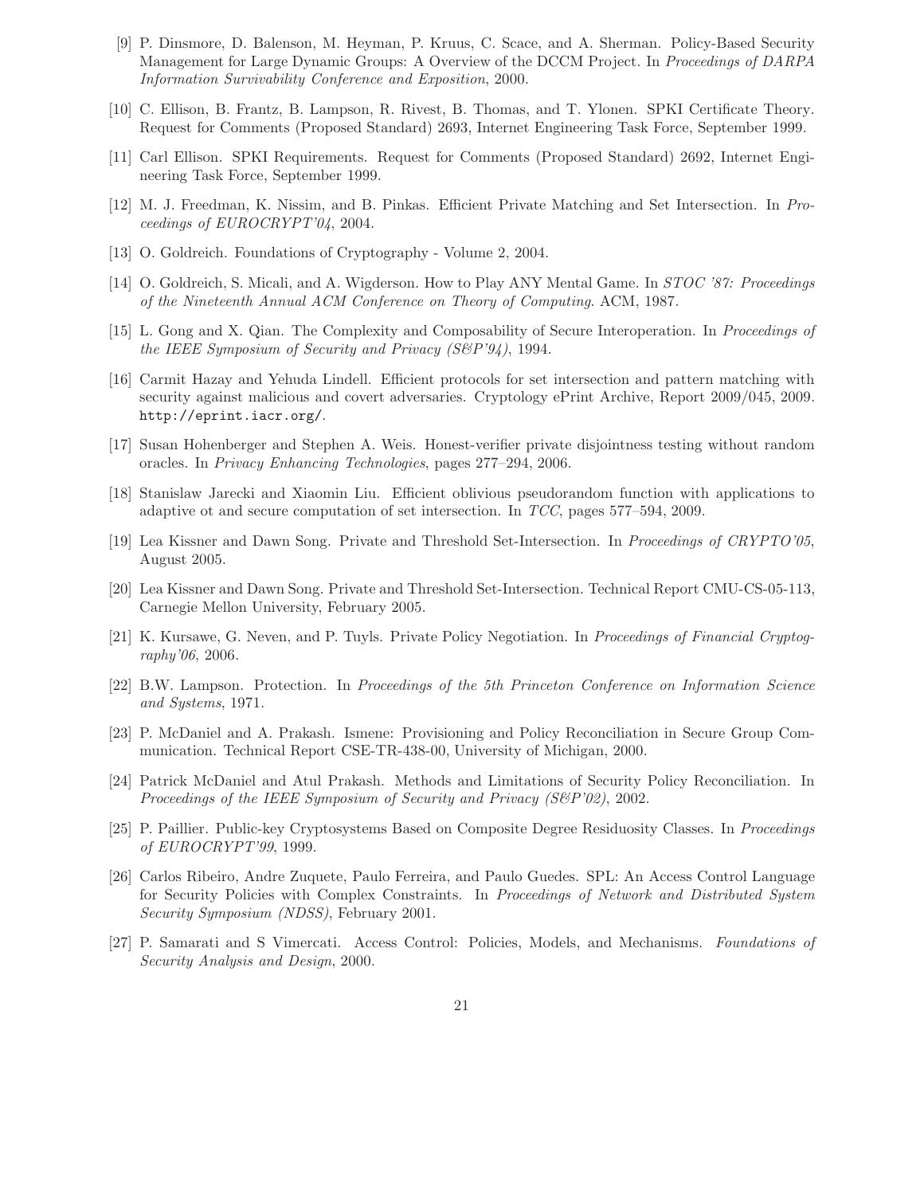[9] P. Dinsmore, D. Balenson, M. Heyman, P. Kruus, C. Scace, and A. Sherman. Policy-Based Security Management for Large Dynamic Groups: A Overview of the DCCM Project. In *Proceedings of DARPA Information Survivability Conference and Exposition*, 2000.

[10] C. Ellison, B. Frantz, B. Lampson, R. Rivest, B. Thomas, and T. Ylonen. SPKI Certificate Theory. Request for Comments (Proposed Standard) 2693, Internet Engineering Task Force, September 1999.

[11] Carl Ellison. SPKI Requirements. Request for Comments (Proposed Standard) 2692, Internet Engineering Task Force, September 1999.

[12] M. J. Freedman, K. Nissim, and B. Pinkas. Efficient Private Matching and Set Intersection. In *Proceedings of EUROCRYPT'04*, 2004.

[13] O. Goldreich. Foundations of Cryptography - Volume 2, 2004.

[14] O. Goldreich, S. Micali, and A. Wigderson. How to Play ANY Mental Game. In *STOC '87: Proceedings of the Nineteenth Annual ACM Conference on Theory of Computing*. ACM, 1987.

[15] L. Gong and X. Qian. The Complexity and Composability of Secure Interoperation. In *Proceedings of the IEEE Symposium of Security and Privacy (S&P'94)*, 1994.

[16] Carmit Hazay and Yehuda Lindell. Efficient protocols for set intersection and pattern matching with security against malicious and covert adversaries. Cryptology ePrint Archive, Report 2009/045, 2009. http://eprint.iacr.org/.

[17] Susan Hohenberger and Stephen A. Weis. Honest-verifier private disjointness testing without random oracles. In *Privacy Enhancing Technologies*, pages 277–294, 2006.

[18] Stanislaw Jarecki and Xiaomin Liu. Efficient oblivious pseudorandom function with applications to adaptive ot and secure computation of set intersection. In *TCC*, pages 577–594, 2009.

[19] Lea Kissner and Dawn Song. Private and Threshold Set-Intersection. In *Proceedings of CRYPTO'05*, August 2005.

[20] Lea Kissner and Dawn Song. Private and Threshold Set-Intersection. Technical Report CMU-CS-05-113, Carnegie Mellon University, February 2005.

[21] K. Kursawe, G. Neven, and P. Tuyls. Private Policy Negotiation. In *Proceedings of Financial Cryptography'06*, 2006.

[22] B.W. Lampson. Protection. In *Proceedings of the 5th Princeton Conference on Information Science and Systems*, 1971.

[23] P. McDaniel and A. Prakash. Ismene: Provisioning and Policy Reconciliation in Secure Group Communication. Technical Report CSE-TR-438-00, University of Michigan, 2000.

[24] Patrick McDaniel and Atul Prakash. Methods and Limitations of Security Policy Reconciliation. In *Proceedings of the IEEE Symposium of Security and Privacy (S&P'02)*, 2002.

[25] P. Paillier. Public-key Cryptosystems Based on Composite Degree Residuosity Classes. In *Proceedings of EUROCRYPT'99*, 1999.

[26] Carlos Ribeiro, Andre Zuquete, Paulo Ferreira, and Paulo Guedes. SPL: An Access Control Language for Security Policies with Complex Constraints. In *Proceedings of Network and Distributed System Security Symposium (NDSS)*, February 2001.

[27] P. Samarati and S Vimercati. Access Control: Policies, Models, and Mechanisms. *Foundations of Security Analysis and Design*, 2000.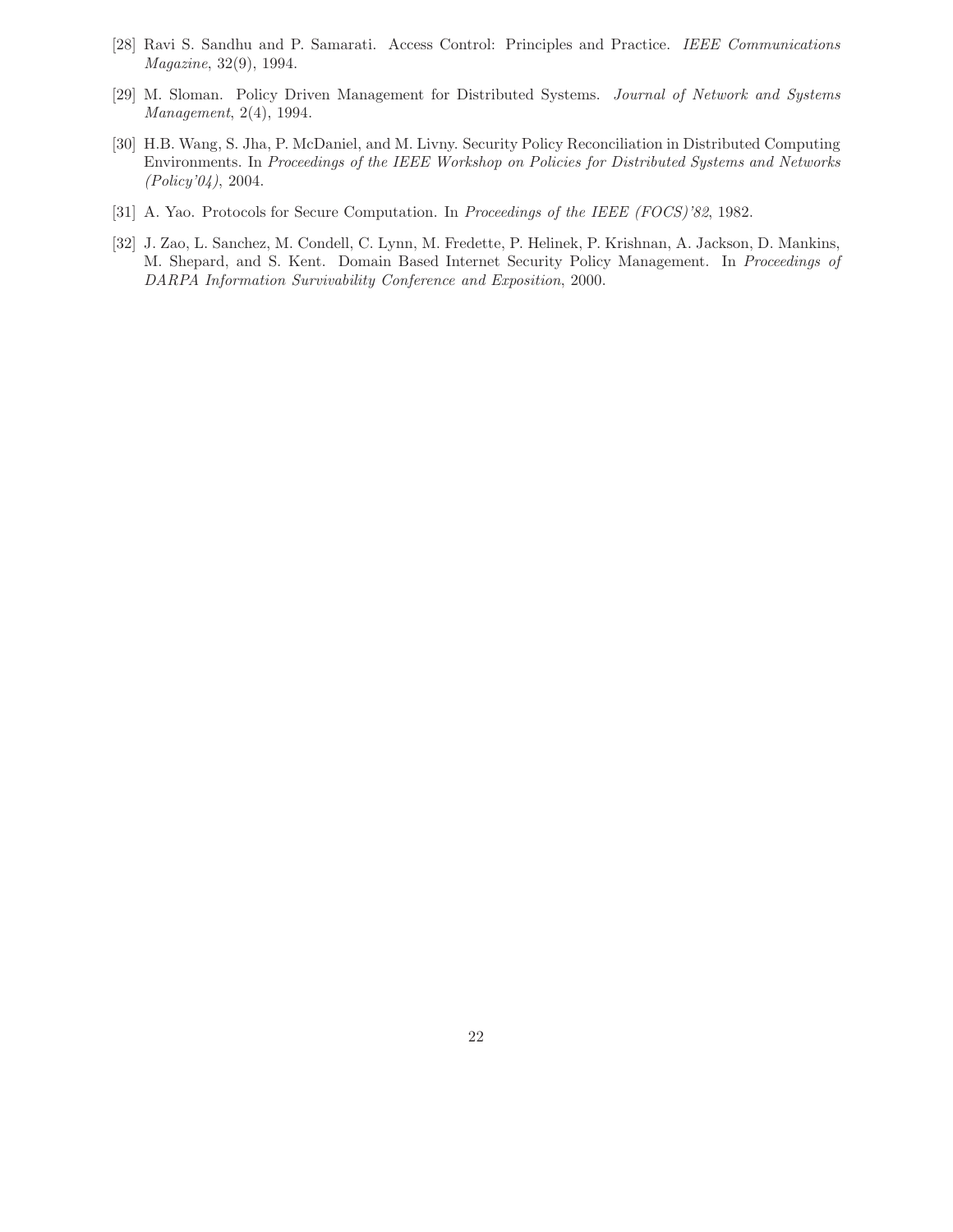[28] Ravi S. Sandhu and P. Samarati. Access Control: Principles and Practice. *IEEE Communications Magazine*, 32(9), 1994.

[29] M. Sloman. Policy Driven Management for Distributed Systems. *Journal of Network and Systems Management*, 2(4), 1994.

[30] H.B. Wang, S. Jha, P. McDaniel, and M. Livny. Security Policy Reconciliation in Distributed Computing Environments. In *Proceedings of the IEEE Workshop on Policies for Distributed Systems and Networks (Policy'04)*, 2004.

[31] A. Yao. Protocols for Secure Computation. In *Proceedings of the IEEE (FOCS)'82*, 1982.

[32] J. Zao, L. Sanchez, M. Condell, C. Lynn, M. Fredette, P. Helinek, P. Krishnan, A. Jackson, D. Mankins, M. Shepard, and S. Kent. Domain Based Internet Security Policy Management. In *Proceedings of DARPA Information Survivability Conference and Exposition*, 2000.